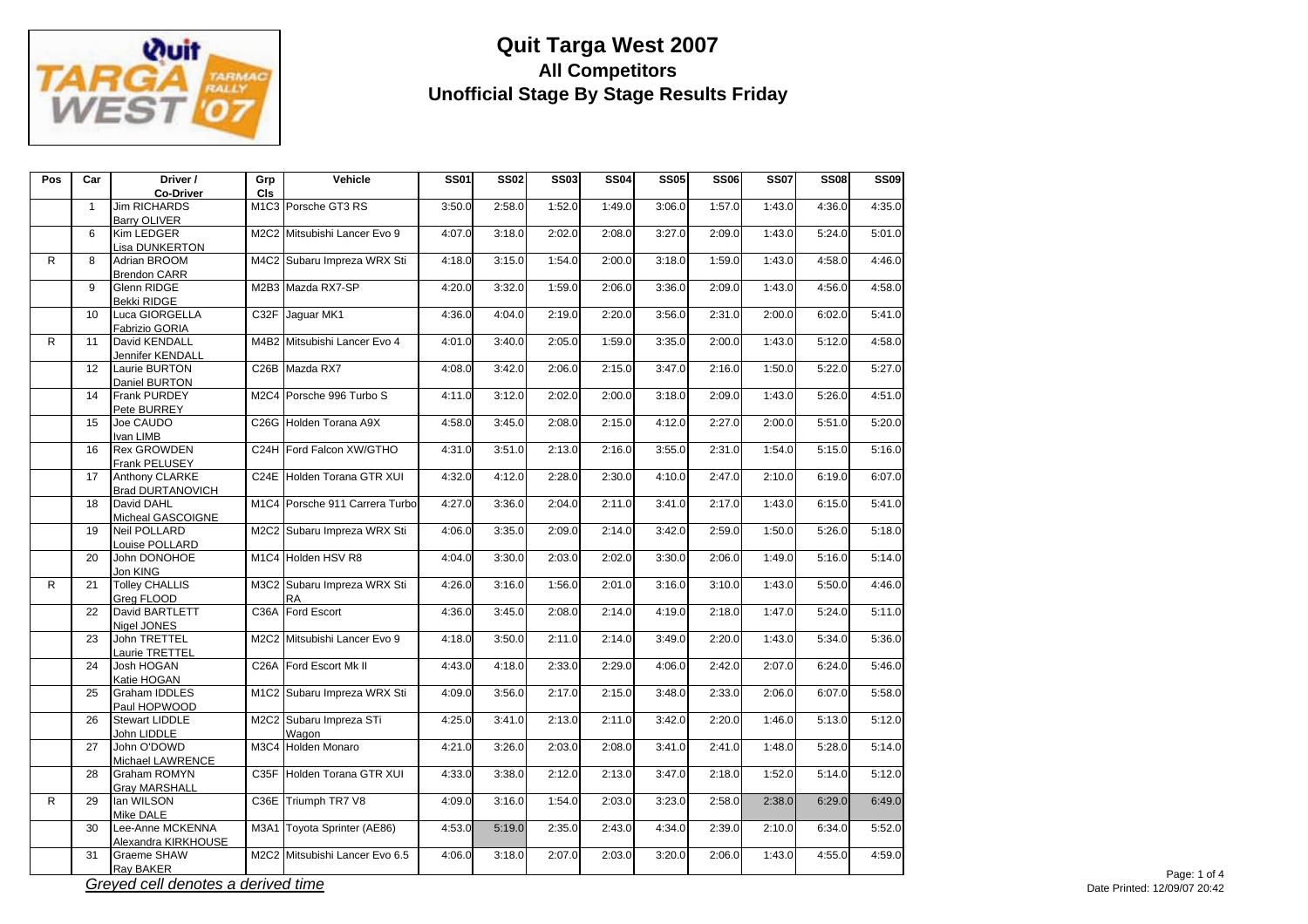# Quit Targa West 2007

## All Competitors

## Unofficial Stage By Stage Results Friday

| Pos | Car | Driver / Co-Driver | Grp Cls | Vehicle | SS01 | SS02 | SS03 | SS04 | SS05 | SS06 | SS07 | SS08 | SS09 |
|---|---|---|---|---|---|---|---|---|---|---|---|---|---|
| | 1 | Jim RICHARDS<br>Barry OLIVER | M1C3 | Porsche GT3 RS | 3:50.0 | 2:58.0 | 1:52.0 | 1:49.0 | 3:06.0 | 1:57.0 | 1:43.0 | 4:36.0 | 4:35.0 |
| | 6 | Kim LEDGER<br>Lisa DUNKERTON | M2C2 | Mitsubishi Lancer Evo 9 | 4:07.0 | 3:18.0 | 2:02.0 | 2:08.0 | 3:27.0 | 2:09.0 | 1:43.0 | 5:24.0 | 5:01.0 |
| R | 8 | Adrian BROOM<br>Brendon CARR | M4C2 | Subaru Impreza WRX Sti | 4:18.0 | 3:15.0 | 1:54.0 | 2:00.0 | 3:18.0 | 1:59.0 | 1:43.0 | 4:58.0 | 4:46.0 |
| | 9 | Glenn RIDGE<br>Bekki RIDGE | M2B3 | Mazda RX7-SP | 4:20.0 | 3:32.0 | 1:59.0 | 2:06.0 | 3:36.0 | 2:09.0 | 1:43.0 | 4:56.0 | 4:58.0 |
| | 10 | Luca GIORGELLA<br>Fabrizio GORIA | C32F | Jaguar MK1 | 4:36.0 | 4:04.0 | 2:19.0 | 2:20.0 | 3:56.0 | 2:31.0 | 2:00.0 | 6:02.0 | 5:41.0 |
| R | 11 | David KENDALL<br>Jennifer KENDALL | M4B2 | Mitsubishi Lancer Evo 4 | 4:01.0 | 3:40.0 | 2:05.0 | 1:59.0 | 3:35.0 | 2:00.0 | 1:43.0 | 5:12.0 | 4:58.0 |
| | 12 | Laurie BURTON<br>Daniel BURTON | C26B | Mazda RX7 | 4:08.0 | 3:42.0 | 2:06.0 | 2:15.0 | 3:47.0 | 2:16.0 | 1:50.0 | 5:22.0 | 5:27.0 |
| | 14 | Frank PURDEY<br>Pete BURREY | M2C4 | Porsche 996 Turbo S | 4:11.0 | 3:12.0 | 2:02.0 | 2:00.0 | 3:18.0 | 2:09.0 | 1:43.0 | 5:26.0 | 4:51.0 |
| | 15 | Joe CAUDO<br>Ivan LIMB | C26G | Holden Torana A9X | 4:58.0 | 3:45.0 | 2:08.0 | 2:15.0 | 4:12.0 | 2:27.0 | 2:00.0 | 5:51.0 | 5:20.0 |
| | 16 | Rex GROWDEN<br>Frank PELUSEY | C24H | Ford Falcon XW/GTHO | 4:31.0 | 3:51.0 | 2:13.0 | 2:16.0 | 3:55.0 | 2:31.0 | 1:54.0 | 5:15.0 | 5:16.0 |
| | 17 | Anthony CLARKE<br>Brad DURTANOVICH | C24E | Holden Torana GTR XUI | 4:32.0 | 4:12.0 | 2:28.0 | 2:30.0 | 4:10.0 | 2:47.0 | 2:10.0 | 6:19.0 | 6:07.0 |
| | 18 | David DAHL<br>Micheal GASCOIGNE | M1C4 | Porsche 911 Carrera Turbo | 4:27.0 | 3:36.0 | 2:04.0 | 2:11.0 | 3:41.0 | 2:17.0 | 1:43.0 | 6:15.0 | 5:41.0 |
| | 19 | Neil POLLARD<br>Louise POLLARD | M2C2 | Subaru Impreza WRX Sti | 4:06.0 | 3:35.0 | 2:09.0 | 2:14.0 | 3:42.0 | 2:59.0 | 1:50.0 | 5:26.0 | 5:18.0 |
| | 20 | John DONOHOE<br>Jon KING | M1C4 | Holden HSV R8 | 4:04.0 | 3:30.0 | 2:03.0 | 2:02.0 | 3:30.0 | 2:06.0 | 1:49.0 | 5:16.0 | 5:14.0 |
| R | 21 | Tolley CHALLIS<br>Greg FLOOD | M3C2 | Subaru Impreza WRX Sti RA | 4:26.0 | 3:16.0 | 1:56.0 | 2:01.0 | 3:16.0 | 3:10.0 | 1:43.0 | 5:50.0 | 4:46.0 |
| | 22 | David BARTLETT<br>Nigel JONES | C36A | Ford Escort | 4:36.0 | 3:45.0 | 2:08.0 | 2:14.0 | 4:19.0 | 2:18.0 | 1:47.0 | 5:24.0 | 5:11.0 |
| | 23 | John TRETTEL<br>Laurie TRETTEL | M2C2 | Mitsubishi Lancer Evo 9 | 4:18.0 | 3:50.0 | 2:11.0 | 2:14.0 | 3:49.0 | 2:20.0 | 1:43.0 | 5:34.0 | 5:36.0 |
| | 24 | Josh HOGAN<br>Katie HOGAN | C26A | Ford Escort Mk II | 4:43.0 | 4:18.0 | 2:33.0 | 2:29.0 | 4:06.0 | 2:42.0 | 2:07.0 | 6:24.0 | 5:46.0 |
| | 25 | Graham IDDLES<br>Paul HOPWOOD | M1C2 | Subaru Impreza WRX Sti | 4:09.0 | 3:56.0 | 2:17.0 | 2:15.0 | 3:48.0 | 2:33.0 | 2:06.0 | 6:07.0 | 5:58.0 |
| | 26 | Stewart LIDDLE<br>John LIDDLE | M2C2 | Subaru Impreza STi Wagon | 4:25.0 | 3:41.0 | 2:13.0 | 2:11.0 | 3:42.0 | 2:20.0 | 1:46.0 | 5:13.0 | 5:12.0 |
| | 27 | John O'DOWD<br>Michael LAWRENCE | M3C4 | Holden Monaro | 4:21.0 | 3:26.0 | 2:03.0 | 2:08.0 | 3:41.0 | 2:41.0 | 1:48.0 | 5:28.0 | 5:14.0 |
| | 28 | Graham ROMYN<br>Gray MARSHALL | C35F | Holden Torana GTR XUI | 4:33.0 | 3:38.0 | 2:12.0 | 2:13.0 | 3:47.0 | 2:18.0 | 1:52.0 | 5:14.0 | 5:12.0 |
| R | 29 | Ian WILSON<br>Mike DALE | C36E | Triumph TR7 V8 | 4:09.0 | 3:16.0 | 1:54.0 | 2:03.0 | 3:23.0 | 2:58.0 | 2:38.0 | 6:29.0 | 6:49.0 |
| | 30 | Lee-Anne MCKENNA<br>Alexandra KIRKHOUSE | M3A1 | Toyota Sprinter (AE86) | 4:53.0 | 5:19.0 | 2:35.0 | 2:43.0 | 4:34.0 | 2:39.0 | 2:10.0 | 6:34.0 | 5:52.0 |
| | 31 | Graeme SHAW<br>Ray BAKER | M2C2 | Mitsubishi Lancer Evo 6.5 | 4:06.0 | 3:18.0 | 2:07.0 | 2:03.0 | 3:20.0 | 2:06.0 | 1:43.0 | 4:55.0 | 4:59.0 |

*Greyed cell denotes a derived time*

Date Printed: 12/09/07 20:42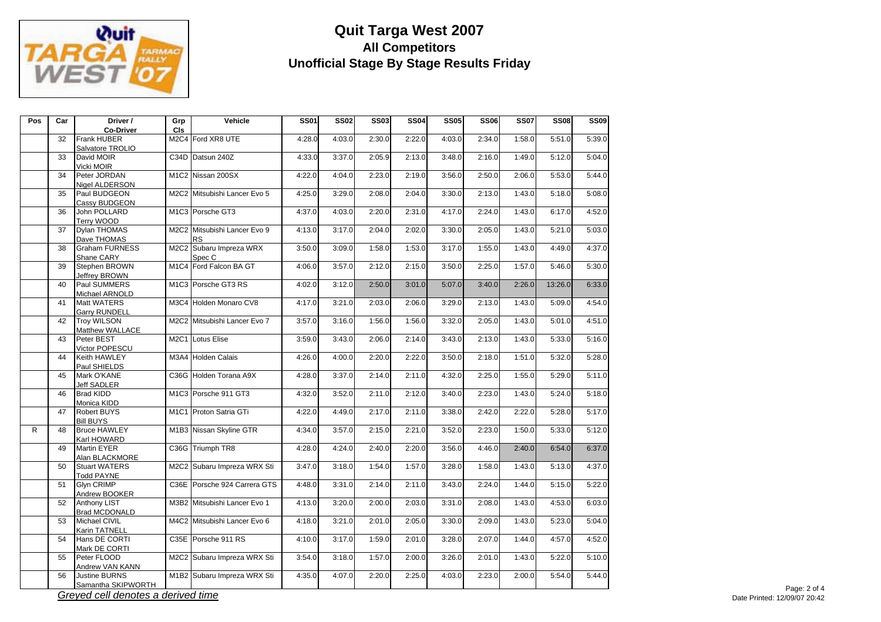# Quit Targa West 2007

## All Competitors

## Unofficial Stage By Stage Results Friday

| Pos | Car | Driver / Co-Driver | Grp Cls | Vehicle | SS01 | SS02 | SS03 | SS04 | SS05 | SS06 | SS07 | SS08 | SS09 |
|---|---|---|---|---|---|---|---|---|---|---|---|---|---|
| | 32 | Frank HUBER Salvatore TROLIO | M2C4 | Ford XR8 UTE | 4:28.0 | 4:03.0 | 2:30.0 | 2:22.0 | 4:03.0 | 2:34.0 | 1:58.0 | 5:51.0 | 5:39.0 |
| | 33 | David MOIR Vicki MOIR | C34D | Datsun 240Z | 4:33.0 | 3:37.0 | 2:05.9 | 2:13.0 | 3:48.0 | 2:16.0 | 1:49.0 | 5:12.0 | 5:04.0 |
| | 34 | Peter JORDAN Nigel ALDERSON | M1C2 | Nissan 200SX | 4:22.0 | 4:04.0 | 2:23.0 | 2:19.0 | 3:56.0 | 2:50.0 | 2:06.0 | 5:53.0 | 5:44.0 |
| | 35 | Paul BUDGEON Cassy BUDGEON | M2C2 | Mitsubishi Lancer Evo 5 | 4:25.0 | 3:29.0 | 2:08.0 | 2:04.0 | 3:30.0 | 2:13.0 | 1:43.0 | 5:18.0 | 5:08.0 |
| | 36 | John POLLARD Terry WOOD | M1C3 | Porsche GT3 | 4:37.0 | 4:03.0 | 2:20.0 | 2:31.0 | 4:17.0 | 2:24.0 | 1:43.0 | 6:17.0 | 4:52.0 |
| | 37 | Dylan THOMAS Dave THOMAS | M2C2 | Mitsubishi Lancer Evo 9 RS | 4:13.0 | 3:17.0 | 2:04.0 | 2:02.0 | 3:30.0 | 2:05.0 | 1:43.0 | 5:21.0 | 5:03.0 |
| | 38 | Graham FURNESS Shane CARY | M2C2 | Subaru Impreza WRX Spec C | 3:50.0 | 3:09.0 | 1:58.0 | 1:53.0 | 3:17.0 | 1:55.0 | 1:43.0 | 4:49.0 | 4:37.0 |
| | 39 | Stephen BROWN Jeffrey BROWN | M1C4 | Ford Falcon BA GT | 4:06.0 | 3:57.0 | 2:12.0 | 2:15.0 | 3:50.0 | 2:25.0 | 1:57.0 | 5:46.0 | 5:30.0 |
| | 40 | Paul SUMMERS Michael ARNOLD | M1C3 | Porsche GT3 RS | 4:02.0 | 3:12.0 | 2:50.0 | 3:01.0 | 5:07.0 | 3:40.0 | 2:26.0 | 13:26.0 | 6:33.0 |
| | 41 | Matt WATERS Garry RUNDELL | M3C4 | Holden Monaro CV8 | 4:17.0 | 3:21.0 | 2:03.0 | 2:06.0 | 3:29.0 | 2:13.0 | 1:43.0 | 5:09.0 | 4:54.0 |
| | 42 | Troy WILSON Matthew WALLACE | M2C2 | Mitsubishi Lancer Evo 7 | 3:57.0 | 3:16.0 | 1:56.0 | 1:56.0 | 3:32.0 | 2:05.0 | 1:43.0 | 5:01.0 | 4:51.0 |
| | 43 | Peter BEST Victor POPESCU | M2C1 | Lotus Elise | 3:59.0 | 3:43.0 | 2:06.0 | 2:14.0 | 3:43.0 | 2:13.0 | 1:43.0 | 5:33.0 | 5:16.0 |
| | 44 | Keith HAWLEY Paul SHIELDS | M3A4 | Holden Calais | 4:26.0 | 4:00.0 | 2:20.0 | 2:22.0 | 3:50.0 | 2:18.0 | 1:51.0 | 5:32.0 | 5:28.0 |
| | 45 | Mark O'KANE Jeff SADLER | C36G | Holden Torana A9X | 4:28.0 | 3:37.0 | 2:14.0 | 2:11.0 | 4:32.0 | 2:25.0 | 1:55.0 | 5:29.0 | 5:11.0 |
| | 46 | Brad KIDD Monica KIDD | M1C3 | Porsche 911 GT3 | 4:32.0 | 3:52.0 | 2:11.0 | 2:12.0 | 3:40.0 | 2:23.0 | 1:43.0 | 5:24.0 | 5:18.0 |
| | 47 | Robert BUYS Bill BUYS | M1C1 | Proton Satria GTi | 4:22.0 | 4:49.0 | 2:17.0 | 2:11.0 | 3:38.0 | 2:42.0 | 2:22.0 | 5:28.0 | 5:17.0 |
| R | 48 | Bruce HAWLEY Karl HOWARD | M1B3 | Nissan Skyline GTR | 4:34.0 | 3:57.0 | 2:15.0 | 2:21.0 | 3:52.0 | 2:23.0 | 1:50.0 | 5:33.0 | 5:12.0 |
| | 49 | Martin EYER Alan BLACKMORE | C36G | Triumph TR8 | 4:28.0 | 4:24.0 | 2:40.0 | 2:20.0 | 3:56.0 | 4:46.0 | 2:40.0 | 6:54.0 | 6:37.0 |
| | 50 | Stuart WATERS Todd PAYNE | M2C2 | Subaru Impreza WRX Sti | 3:47.0 | 3:18.0 | 1:54.0 | 1:57.0 | 3:28.0 | 1:58.0 | 1:43.0 | 5:13.0 | 4:37.0 |
| | 51 | Glyn CRIMP Andrew BOOKER | C36E | Porsche 924 Carrera GTS | 4:48.0 | 3:31.0 | 2:14.0 | 2:11.0 | 3:43.0 | 2:24.0 | 1:44.0 | 5:15.0 | 5:22.0 |
| | 52 | Anthony LIST Brad MCDONALD | M3B2 | Mitsubishi Lancer Evo 1 | 4:13.0 | 3:20.0 | 2:00.0 | 2:03.0 | 3:31.0 | 2:08.0 | 1:43.0 | 4:53.0 | 6:03.0 |
| | 53 | Michael CIVIL Karin TATNELL | M4C2 | Mitsubishi Lancer Evo 6 | 4:18.0 | 3:21.0 | 2:01.0 | 2:05.0 | 3:30.0 | 2:09.0 | 1:43.0 | 5:23.0 | 5:04.0 |
| | 54 | Hans DE CORTI Mark DE CORTI | C35E | Porsche 911 RS | 4:10.0 | 3:17.0 | 1:59.0 | 2:01.0 | 3:28.0 | 2:07.0 | 1:44.0 | 4:57.0 | 4:52.0 |
| | 55 | Peter FLOOD Andrew VAN KANN | M2C2 | Subaru Impreza WRX Sti | 3:54.0 | 3:18.0 | 1:57.0 | 2:00.0 | 3:26.0 | 2:01.0 | 1:43.0 | 5:22.0 | 5:10.0 |
| | 56 | Justine BURNS Samantha SKIPWORTH | M1B2 | Subaru Impreza WRX Sti | 4:35.0 | 4:07.0 | 2:20.0 | 2:25.0 | 4:03.0 | 2:23.0 | 2:00.0 | 5:54.0 | 5:44.0 |

*Greyed cell denotes a derived time*

Date Printed: 12/09/07 20:42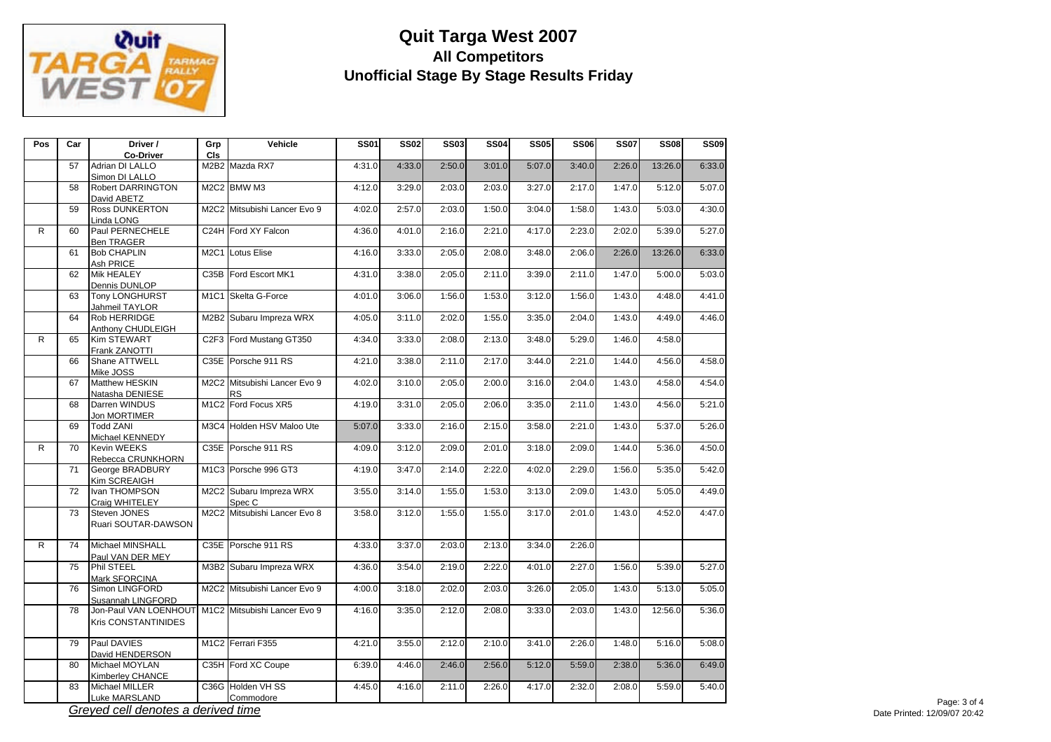# Quit Targa West 2007

## All Competitors

## Unofficial Stage By Stage Results Friday

| Pos | Car | Driver / Co-Driver | Grp Cls | Vehicle | SS01 | SS02 | SS03 | SS04 | SS05 | SS06 | SS07 | SS08 | SS09 |
|---|---|---|---|---|---|---|---|---|---|---|---|---|---|
| | 57 | Adrian DI LALLO<br>Simon DI LALLO | M2B2 | Mazda RX7 | 4:31.0 | 4:33.0 | 2:50.0 | 3:01.0 | 5:07.0 | 3:40.0 | 2:26.0 | 13:26.0 | 6:33.0 |
| | 58 | Robert DARRINGTON<br>David ABETZ | M2C2 | BMW M3 | 4:12.0 | 3:29.0 | 2:03.0 | 2:03.0 | 3:27.0 | 2:17.0 | 1:47.0 | 5:12.0 | 5:07.0 |
| | 59 | Ross DUNKERTON<br>Linda LONG | M2C2 | Mitsubishi Lancer Evo 9 | 4:02.0 | 2:57.0 | 2:03.0 | 1:50.0 | 3:04.0 | 1:58.0 | 1:43.0 | 5:03.0 | 4:30.0 |
| R | 60 | Paul PERNECHELE<br>Ben TRAGER | C24H | Ford XY Falcon | 4:36.0 | 4:01.0 | 2:16.0 | 2:21.0 | 4:17.0 | 2:23.0 | 2:02.0 | 5:39.0 | 5:27.0 |
| | 61 | Bob CHAPLIN<br>Ash PRICE | M2C1 | Lotus Elise | 4:16.0 | 3:33.0 | 2:05.0 | 2:08.0 | 3:48.0 | 2:06.0 | 2:26.0 | 13:26.0 | 6:33.0 |
| | 62 | Mik HEALEY<br>Dennis DUNLOP | C35B | Ford Escort MK1 | 4:31.0 | 3:38.0 | 2:05.0 | 2:11.0 | 3:39.0 | 2:11.0 | 1:47.0 | 5:00.0 | 5:03.0 |
| | 63 | Tony LONGHURST<br>Jahmeil TAYLOR | M1C1 | Skelta G-Force | 4:01.0 | 3:06.0 | 1:56.0 | 1:53.0 | 3:12.0 | 1:56.0 | 1:43.0 | 4:48.0 | 4:41.0 |
| | 64 | Rob HERRIDGE<br>Anthony CHUDLEIGH | M2B2 | Subaru Impreza WRX | 4:05.0 | 3:11.0 | 2:02.0 | 1:55.0 | 3:35.0 | 2:04.0 | 1:43.0 | 4:49.0 | 4:46.0 |
| R | 65 | Kim STEWART<br>Frank ZANOTTI | C2F3 | Ford Mustang GT350 | 4:34.0 | 3:33.0 | 2:08.0 | 2:13.0 | 3:48.0 | 5:29.0 | 1:46.0 | 4:58.0 | |
| | 66 | Shane ATTWELL<br>Mike JOSS | C35E | Porsche 911 RS | 4:21.0 | 3:38.0 | 2:11.0 | 2:17.0 | 3:44.0 | 2:21.0 | 1:44.0 | 4:56.0 | 4:58.0 |
| | 67 | Matthew HESKIN<br>Natasha DENIESE | M2C2 | Mitsubishi Lancer Evo 9 RS | 4:02.0 | 3:10.0 | 2:05.0 | 2:00.0 | 3:16.0 | 2:04.0 | 1:43.0 | 4:58.0 | 4:54.0 |
| | 68 | Darren WINDUS<br>Jon MORTIMER | M1C2 | Ford Focus XR5 | 4:19.0 | 3:31.0 | 2:05.0 | 2:06.0 | 3:35.0 | 2:11.0 | 1:43.0 | 4:56.0 | 5:21.0 |
| | 69 | Todd ZANI<br>Michael KENNEDY | M3C4 | Holden HSV Maloo Ute | 5:07.0 | 3:33.0 | 2:16.0 | 2:15.0 | 3:58.0 | 2:21.0 | 1:43.0 | 5:37.0 | 5:26.0 |
| R | 70 | Kevin WEEKS<br>Rebecca CRUNKHORN | C35E | Porsche 911 RS | 4:09.0 | 3:12.0 | 2:09.0 | 2:01.0 | 3:18.0 | 2:09.0 | 1:44.0 | 5:36.0 | 4:50.0 |
| | 71 | George BRADBURY<br>Kim SCREAIGH | M1C3 | Porsche 996 GT3 | 4:19.0 | 3:47.0 | 2:14.0 | 2:22.0 | 4:02.0 | 2:29.0 | 1:56.0 | 5:35.0 | 5:42.0 |
| | 72 | Ivan THOMPSON<br>Craig WHITELEY | M2C2 | Subaru Impreza WRX Spec C | 3:55.0 | 3:14.0 | 1:55.0 | 1:53.0 | 3:13.0 | 2:09.0 | 1:43.0 | 5:05.0 | 4:49.0 |
| | 73 | Steven JONES<br>Ruari SOUTAR-DAWSON | M2C2 | Mitsubishi Lancer Evo 8 | 3:58.0 | 3:12.0 | 1:55.0 | 1:55.0 | 3:17.0 | 2:01.0 | 1:43.0 | 4:52.0 | 4:47.0 |
| R | 74 | Michael MINSHALL<br>Paul VAN DER MEY | C35E | Porsche 911 RS | 4:33.0 | 3:37.0 | 2:03.0 | 2:13.0 | 3:34.0 | 2:26.0 | | | |
| | 75 | Phil STEEL<br>Mark SFORCINA | M3B2 | Subaru Impreza WRX | 4:36.0 | 3:54.0 | 2:19.0 | 2:22.0 | 4:01.0 | 2:27.0 | 1:56.0 | 5:39.0 | 5:27.0 |
| | 76 | Simon LINGFORD<br>Susannah LINGFORD | M2C2 | Mitsubishi Lancer Evo 9 | 4:00.0 | 3:18.0 | 2:02.0 | 2:03.0 | 3:26.0 | 2:05.0 | 1:43.0 | 5:13.0 | 5:05.0 |
| | 78 | Jon-Paul VAN LOENHOUT<br>Kris CONSTANTINIDES | M1C2 | Mitsubishi Lancer Evo 9 | 4:16.0 | 3:35.0 | 2:12.0 | 2:08.0 | 3:33.0 | 2:03.0 | 1:43.0 | 12:56.0 | 5:36.0 |
| | 79 | Paul DAVIES<br>David HENDERSON | M1C2 | Ferrari F355 | 4:21.0 | 3:55.0 | 2:12.0 | 2:10.0 | 3:41.0 | 2:26.0 | 1:48.0 | 5:16.0 | 5:08.0 |
| | 80 | Michael MOYLAN<br>Kimberley CHANCE | C35H | Ford XC Coupe | 6:39.0 | 4:46.0 | 2:46.0 | 2:56.0 | 5:12.0 | 5:59.0 | 2:38.0 | 5:36.0 | 6:49.0 |
| | 83 | Michael MILLER<br>Luke MARSLAND | C36G | Holden VH SS Commodore | 4:45.0 | 4:16.0 | 2:11.0 | 2:26.0 | 4:17.0 | 2:32.0 | 2:08.0 | 5:59.0 | 5:40.0 |

*Greyed cell denotes a derived time*

Date Printed: 12/09/07 20:42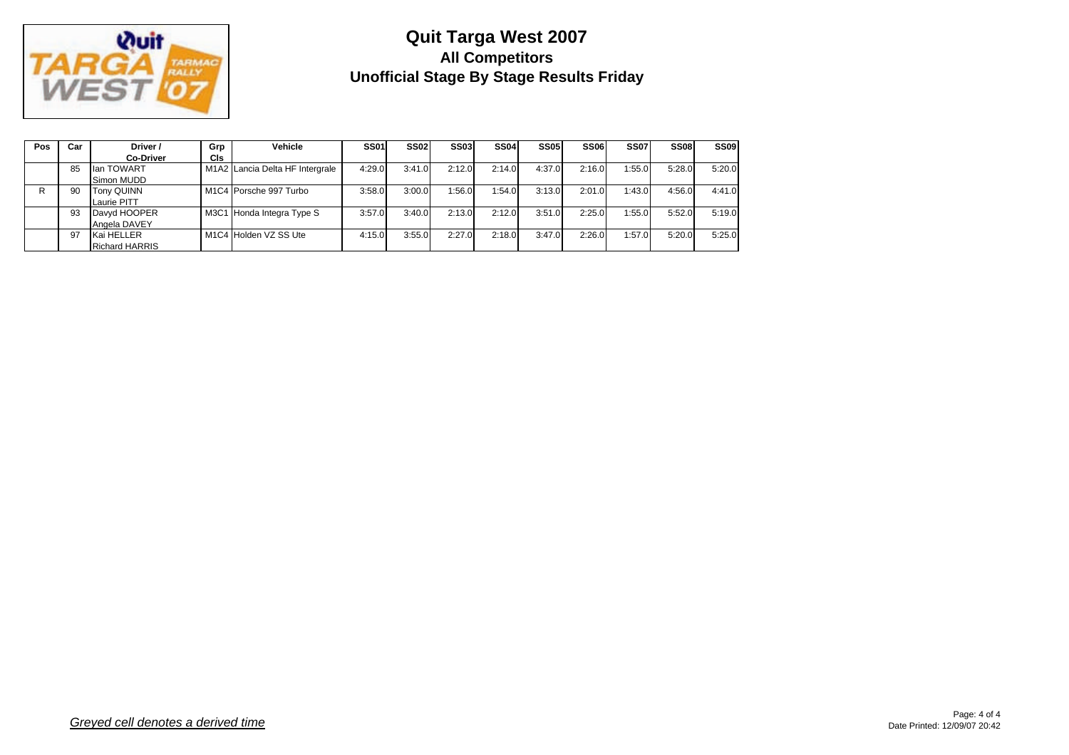# Quit Targa West 2007

## All Competitors

## Unofficial Stage By Stage Results Friday

| Pos | Car | Driver / Co-Driver | Grp Cls | Vehicle | SS01 | SS02 | SS03 | SS04 | SS05 | SS06 | SS07 | SS08 | SS09 |
|---|---|---|---|---|---|---|---|---|---|---|---|---|---|
| | 85 | Ian TOWART<br>Simon MUDD | M1A2 | Lancia Delta HF Intergrale | 4:29.0 | 3:41.0 | 2:12.0 | 2:14.0 | 4:37.0 | 2:16.0 | 1:55.0 | 5:28.0 | 5:20.0 |
| R | 90 | Tony QUINN<br>Laurie PITT | M1C4 | Porsche 997 Turbo | 3:58.0 | 3:00.0 | 1:56.0 | 1:54.0 | 3:13.0 | 2:01.0 | 1:43.0 | 4:56.0 | 4:41.0 |
| | 93 | Davyd HOOPER<br>Angela DAVEY | M3C1 | Honda Integra Type S | 3:57.0 | 3:40.0 | 2:13.0 | 2:12.0 | 3:51.0 | 2:25.0 | 1:55.0 | 5:52.0 | 5:19.0 |
| | 97 | Kai HELLER<br>Richard HARRIS | M1C4 | Holden VZ SS Ute | 4:15.0 | 3:55.0 | 2:27.0 | 2:18.0 | 3:47.0 | 2:26.0 | 1:57.0 | 5:20.0 | 5:25.0 |

*Greyed cell denotes a derived time*

Date Printed: 12/09/07 20:42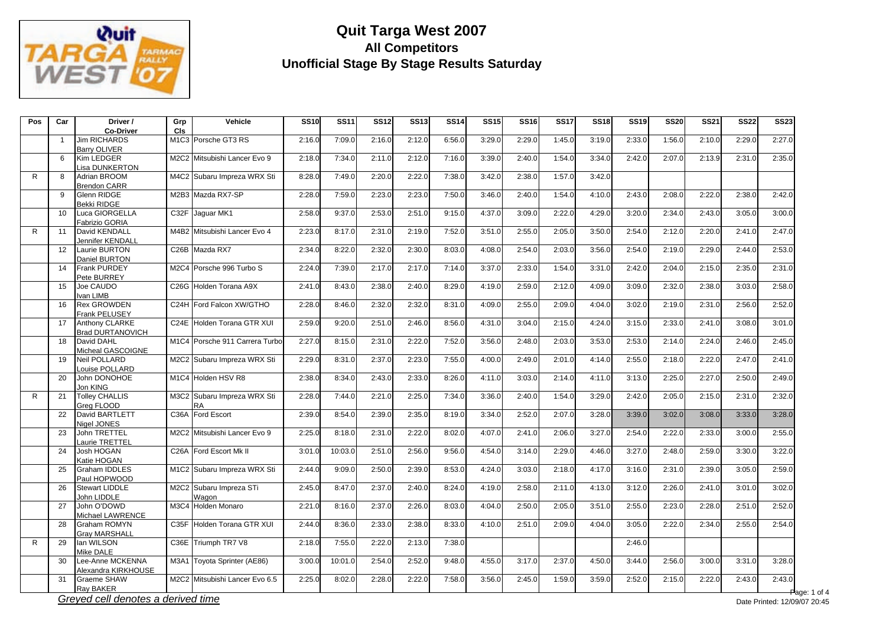# Quit Targa West 2007

## All Competitors

## Unofficial Stage By Stage Results Saturday

| Pos | Car | Driver / Co-Driver | Grp Cls | Vehicle | SS10 | SS11 | SS12 | SS13 | SS14 | SS15 | SS16 | SS17 | SS18 | SS19 | SS20 | SS21 | SS22 | SS23 |
|---|---|---|---|---|---|---|---|---|---|---|---|---|---|---|---|---|---|---|
| | 1 | Jim RICHARDS Barry OLIVER | M1C3 | Porsche GT3 RS | 2:16.0 | 7:09.0 | 2:16.0 | 2:12.0 | 6:56.0 | 3:29.0 | 2:29.0 | 1:45.0 | 3:19.0 | 2:33.0 | 1:56.0 | 2:10.0 | 2:29.0 | 2:27.0 |
| | 6 | Kim LEDGER Lisa DUNKERTON | M2C2 | Mitsubishi Lancer Evo 9 | 2:18.0 | 7:34.0 | 2:11.0 | 2:12.0 | 7:16.0 | 3:39.0 | 2:40.0 | 1:54.0 | 3:34.0 | 2:42.0 | 2:07.0 | 2:13.9 | 2:31.0 | 2:35.0 |
| R | 8 | Adrian BROOM Brendon CARR | M4C2 | Subaru Impreza WRX Sti | 8:28.0 | 7:49.0 | 2:20.0 | 2:22.0 | 7:38.0 | 3:42.0 | 2:38.0 | 1:57.0 | 3:42.0 | | | | | |
| | 9 | Glenn RIDGE Bekki RIDGE | M2B3 | Mazda RX7-SP | 2:28.0 | 7:59.0 | 2:23.0 | 2:23.0 | 7:50.0 | 3:46.0 | 2:40.0 | 1:54.0 | 4:10.0 | 2:43.0 | 2:08.0 | 2:22.0 | 2:38.0 | 2:42.0 |
| | 10 | Luca GIORGELLA Fabrizio GORIA | C32F | Jaguar MK1 | 2:58.0 | 9:37.0 | 2:53.0 | 2:51.0 | 9:15.0 | 4:37.0 | 3:09.0 | 2:22.0 | 4:29.0 | 3:20.0 | 2:34.0 | 2:43.0 | 3:05.0 | 3:00.0 |
| R | 11 | David KENDALL Jennifer KENDALL | M4B2 | Mitsubishi Lancer Evo 4 | 2:23.0 | 8:17.0 | 2:31.0 | 2:19.0 | 7:52.0 | 3:51.0 | 2:55.0 | 2:05.0 | 3:50.0 | 2:54.0 | 2:12.0 | 2:20.0 | 2:41.0 | 2:47.0 |
| | 12 | Laurie BURTON Daniel BURTON | C26B | Mazda RX7 | 2:34.0 | 8:22.0 | 2:32.0 | 2:30.0 | 8:03.0 | 4:08.0 | 2:54.0 | 2:03.0 | 3:56.0 | 2:54.0 | 2:19.0 | 2:29.0 | 2:44.0 | 2:53.0 |
| | 14 | Frank PURDEY Pete BURREY | M2C4 | Porsche 996 Turbo S | 2:24.0 | 7:39.0 | 2:17.0 | 2:17.0 | 7:14.0 | 3:37.0 | 2:33.0 | 1:54.0 | 3:31.0 | 2:42.0 | 2:04.0 | 2:15.0 | 2:35.0 | 2:31.0 |
| | 15 | Joe CAUDO Ivan LIMB | C26G | Holden Torana A9X | 2:41.0 | 8:43.0 | 2:38.0 | 2:40.0 | 8:29.0 | 4:19.0 | 2:59.0 | 2:12.0 | 4:09.0 | 3:09.0 | 2:32.0 | 2:38.0 | 3:03.0 | 2:58.0 |
| | 16 | Rex GROWDEN Frank PELUSEY | C24H | Ford Falcon XW/GTHO | 2:28.0 | 8:46.0 | 2:32.0 | 2:32.0 | 8:31.0 | 4:09.0 | 2:55.0 | 2:09.0 | 4:04.0 | 3:02.0 | 2:19.0 | 2:31.0 | 2:56.0 | 2:52.0 |
| | 17 | Anthony CLARKE Brad DURTANOVICH | C24E | Holden Torana GTR XUI | 2:59.0 | 9:20.0 | 2:51.0 | 2:46.0 | 8:56.0 | 4:31.0 | 3:04.0 | 2:15.0 | 4:24.0 | 3:15.0 | 2:33.0 | 2:41.0 | 3:08.0 | 3:01.0 |
| | 18 | David DAHL Micheal GASCOIGNE | M1C4 | Porsche 911 Carrera Turbo | 2:27.0 | 8:15.0 | 2:31.0 | 2:22.0 | 7:52.0 | 3:56.0 | 2:48.0 | 2:03.0 | 3:53.0 | 2:53.0 | 2:14.0 | 2:24.0 | 2:46.0 | 2:45.0 |
| | 19 | Neil POLLARD Louise POLLARD | M2C2 | Subaru Impreza WRX Sti | 2:29.0 | 8:31.0 | 2:37.0 | 2:23.0 | 7:55.0 | 4:00.0 | 2:49.0 | 2:01.0 | 4:14.0 | 2:55.0 | 2:18.0 | 2:22.0 | 2:47.0 | 2:41.0 |
| | 20 | John DONOHOE Jon KING | M1C4 | Holden HSV R8 | 2:38.0 | 8:34.0 | 2:43.0 | 2:33.0 | 8:26.0 | 4:11.0 | 3:03.0 | 2:14.0 | 4:11.0 | 3:13.0 | 2:25.0 | 2:27.0 | 2:50.0 | 2:49.0 |
| R | 21 | Tolley CHALLIS Greg FLOOD | M3C2 | Subaru Impreza WRX Sti RA | 2:28.0 | 7:44.0 | 2:21.0 | 2:25.0 | 7:34.0 | 3:36.0 | 2:40.0 | 1:54.0 | 3:29.0 | 2:42.0 | 2:05.0 | 2:15.0 | 2:31.0 | 2:32.0 |
| | 22 | David BARTLETT Nigel JONES | C36A | Ford Escort | 2:39.0 | 8:54.0 | 2:39.0 | 2:35.0 | 8:19.0 | 3:34.0 | 2:52.0 | 2:07.0 | 3:28.0 | 3:39.0 | 3:02.0 | 3:08.0 | 3:33.0 | 3:28.0 |
| | 23 | John TRETTEL Laurie TRETTEL | M2C2 | Mitsubishi Lancer Evo 9 | 2:25.0 | 8:18.0 | 2:31.0 | 2:22.0 | 8:02.0 | 4:07.0 | 2:41.0 | 2:06.0 | 3:27.0 | 2:54.0 | 2:22.0 | 2:33.0 | 3:00.0 | 2:55.0 |
| | 24 | Josh HOGAN Katie HOGAN | C26A | Ford Escort Mk II | 3:01.0 | 10:03.0 | 2:51.0 | 2:56.0 | 9:56.0 | 4:54.0 | 3:14.0 | 2:29.0 | 4:46.0 | 3:27.0 | 2:48.0 | 2:59.0 | 3:30.0 | 3:22.0 |
| | 25 | Graham IDDLES Paul HOPWOOD | M1C2 | Subaru Impreza WRX Sti | 2:44.0 | 9:09.0 | 2:50.0 | 2:39.0 | 8:53.0 | 4:24.0 | 3:03.0 | 2:18.0 | 4:17.0 | 3:16.0 | 2:31.0 | 2:39.0 | 3:05.0 | 2:59.0 |
| | 26 | Stewart LIDDLE John LIDDLE | M2C2 | Subaru Impreza STi Wagon | 2:45.0 | 8:47.0 | 2:37.0 | 2:40.0 | 8:24.0 | 4:19.0 | 2:58.0 | 2:11.0 | 4:13.0 | 3:12.0 | 2:26.0 | 2:41.0 | 3:01.0 | 3:02.0 |
| | 27 | John O'DOWD Michael LAWRENCE | M3C4 | Holden Monaro | 2:21.0 | 8:16.0 | 2:37.0 | 2:26.0 | 8:03.0 | 4:04.0 | 2:50.0 | 2:05.0 | 3:51.0 | 2:55.0 | 2:23.0 | 2:28.0 | 2:51.0 | 2:52.0 |
| | 28 | Graham ROMYN Gray MARSHALL | C35F | Holden Torana GTR XUI | 2:44.0 | 8:36.0 | 2:33.0 | 2:38.0 | 8:33.0 | 4:10.0 | 2:51.0 | 2:09.0 | 4:04.0 | 3:05.0 | 2:22.0 | 2:34.0 | 2:55.0 | 2:54.0 |
| R | 29 | Ian WILSON Mike DALE | C36E | Triumph TR7 V8 | 2:18.0 | 7:55.0 | 2:22.0 | 2:13.0 | 7:38.0 | | | | | 2:46.0 | | | | |
| | 30 | Lee-Anne MCKENNA Alexandra KIRKHOUSE | M3A1 | Toyota Sprinter (AE86) | 3:00.0 | 10:01.0 | 2:54.0 | 2:52.0 | 9:48.0 | 4:55.0 | 3:17.0 | 2:37.0 | 4:50.0 | 3:44.0 | 2:56.0 | 3:00.0 | 3:31.0 | 3:28.0 |
| | 31 | Graeme SHAW Ray BAKER | M2C2 | Mitsubishi Lancer Evo 6.5 | 2:25.0 | 8:02.0 | 2:28.0 | 2:22.0 | 7:58.0 | 3:56.0 | 2:45.0 | 1:59.0 | 3:59.0 | 2:52.0 | 2:15.0 | 2:22.0 | 2:43.0 | 2:43.0 |

*Greyed cell denotes a derived time*

Date Printed: 12/09/07 20:45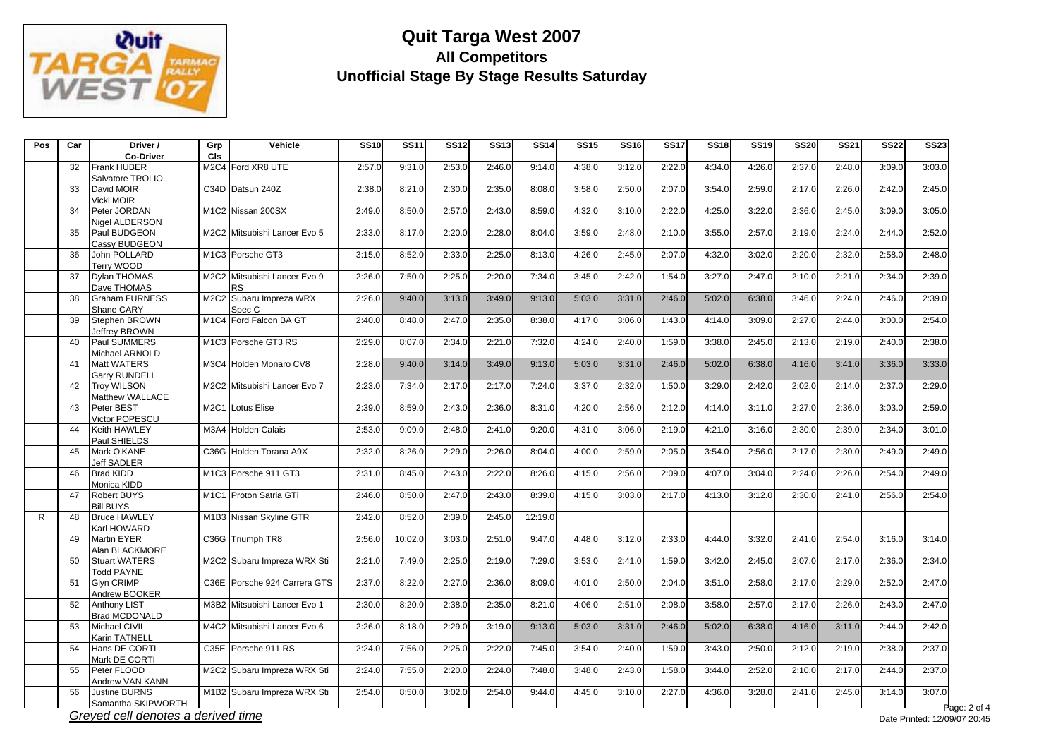# Quit Targa West 2007

## All Competitors

## Unofficial Stage By Stage Results Saturday

| Pos | Car | Driver / Co-Driver | Grp Cls | Vehicle | SS10 | SS11 | SS12 | SS13 | SS14 | SS15 | SS16 | SS17 | SS18 | SS19 | SS20 | SS21 | SS22 | SS23 |
|---|---|---|---|---|---|---|---|---|---|---|---|---|---|---|---|---|---|---|
| | 32 | Frank HUBER Salvatore TROLIO | M2C4 | Ford XR8 UTE | 2:57.0 | 9:31.0 | 2:53.0 | 2:46.0 | 9:14.0 | 4:38.0 | 3:12.0 | 2:22.0 | 4:34.0 | 4:26.0 | 2:37.0 | 2:48.0 | 3:09.0 | 3:03.0 |
| | 33 | David MOIR Vicki MOIR | C34D | Datsun 240Z | 2:38.0 | 8:21.0 | 2:30.0 | 2:35.0 | 8:08.0 | 3:58.0 | 2:50.0 | 2:07.0 | 3:54.0 | 2:59.0 | 2:17.0 | 2:26.0 | 2:42.0 | 2:45.0 |
| | 34 | Peter JORDAN Nigel ALDERSON | M1C2 | Nissan 200SX | 2:49.0 | 8:50.0 | 2:57.0 | 2:43.0 | 8:59.0 | 4:32.0 | 3:10.0 | 2:22.0 | 4:25.0 | 3:22.0 | 2:36.0 | 2:45.0 | 3:09.0 | 3:05.0 |
| | 35 | Paul BUDGEON Cassy BUDGEON | M2C2 | Mitsubishi Lancer Evo 5 | 2:33.0 | 8:17.0 | 2:20.0 | 2:28.0 | 8:04.0 | 3:59.0 | 2:48.0 | 2:10.0 | 3:55.0 | 2:57.0 | 2:19.0 | 2:24.0 | 2:44.0 | 2:52.0 |
| | 36 | John POLLARD Terry WOOD | M1C3 | Porsche GT3 | 3:15.0 | 8:52.0 | 2:33.0 | 2:25.0 | 8:13.0 | 4:26.0 | 2:45.0 | 2:07.0 | 4:32.0 | 3:02.0 | 2:20.0 | 2:32.0 | 2:58.0 | 2:48.0 |
| | 37 | Dylan THOMAS Dave THOMAS | M2C2 | Mitsubishi Lancer Evo 9 RS | 2:26.0 | 7:50.0 | 2:25.0 | 2:20.0 | 7:34.0 | 3:45.0 | 2:42.0 | 1:54.0 | 3:27.0 | 2:47.0 | 2:10.0 | 2:21.0 | 2:34.0 | 2:39.0 |
| | 38 | Graham FURNESS Shane CARY | M2C2 | Subaru Impreza WRX Spec C | 2:26.0 | 9:40.0 | 3:13.0 | 3:49.0 | 9:13.0 | 5:03.0 | 3:31.0 | 2:46.0 | 5:02.0 | 6:38.0 | 3:46.0 | 2:24.0 | 2:46.0 | 2:39.0 |
| | 39 | Stephen BROWN Jeffrey BROWN | M1C4 | Ford Falcon BA GT | 2:40.0 | 8:48.0 | 2:47.0 | 2:35.0 | 8:38.0 | 4:17.0 | 3:06.0 | 1:43.0 | 4:14.0 | 3:09.0 | 2:27.0 | 2:44.0 | 3:00.0 | 2:54.0 |
| | 40 | Paul SUMMERS Michael ARNOLD | M1C3 | Porsche GT3 RS | 2:29.0 | 8:07.0 | 2:34.0 | 2:21.0 | 7:32.0 | 4:24.0 | 2:40.0 | 1:59.0 | 3:38.0 | 2:45.0 | 2:13.0 | 2:19.0 | 2:40.0 | 2:38.0 |
| | 41 | Matt WATERS Garry RUNDELL | M3C4 | Holden Monaro CV8 | 2:28.0 | 9:40.0 | 3:14.0 | 3:49.0 | 9:13.0 | 5:03.0 | 3:31.0 | 2:46.0 | 5:02.0 | 6:38.0 | 4:16.0 | 3:41.0 | 3:36.0 | 3:33.0 |
| | 42 | Troy WILSON Matthew WALLACE | M2C2 | Mitsubishi Lancer Evo 7 | 2:23.0 | 7:34.0 | 2:17.0 | 2:17.0 | 7:24.0 | 3:37.0 | 2:32.0 | 1:50.0 | 3:29.0 | 2:42.0 | 2:02.0 | 2:14.0 | 2:37.0 | 2:29.0 |
| | 43 | Peter BEST Victor POPESCU | M2C1 | Lotus Elise | 2:39.0 | 8:59.0 | 2:43.0 | 2:36.0 | 8:31.0 | 4:20.0 | 2:56.0 | 2:12.0 | 4:14.0 | 3:11.0 | 2:27.0 | 2:36.0 | 3:03.0 | 2:59.0 |
| | 44 | Keith HAWLEY Paul SHIELDS | M3A4 | Holden Calais | 2:53.0 | 9:09.0 | 2:48.0 | 2:41.0 | 9:20.0 | 4:31.0 | 3:06.0 | 2:19.0 | 4:21.0 | 3:16.0 | 2:30.0 | 2:39.0 | 2:34.0 | 3:01.0 |
| | 45 | Mark O'KANE Jeff SADLER | C36G | Holden Torana A9X | 2:32.0 | 8:26.0 | 2:29.0 | 2:26.0 | 8:04.0 | 4:00.0 | 2:59.0 | 2:05.0 | 3:54.0 | 2:56.0 | 2:17.0 | 2:30.0 | 2:49.0 | 2:49.0 |
| | 46 | Brad KIDD Monica KIDD | M1C3 | Porsche 911 GT3 | 2:31.0 | 8:45.0 | 2:43.0 | 2:22.0 | 8:26.0 | 4:15.0 | 2:56.0 | 2:09.0 | 4:07.0 | 3:04.0 | 2:24.0 | 2:26.0 | 2:54.0 | 2:49.0 |
| | 47 | Robert BUYS Bill BUYS | M1C1 | Proton Satria GTi | 2:46.0 | 8:50.0 | 2:47.0 | 2:43.0 | 8:39.0 | 4:15.0 | 3:03.0 | 2:17.0 | 4:13.0 | 3:12.0 | 2:30.0 | 2:41.0 | 2:56.0 | 2:54.0 |
| R | 48 | Bruce HAWLEY Karl HOWARD | M1B3 | Nissan Skyline GTR | 2:42.0 | 8:52.0 | 2:39.0 | 2:45.0 | 12:19.0 | | | | | | | | | |
| | 49 | Martin EYER Alan BLACKMORE | C36G | Triumph TR8 | 2:56.0 | 10:02.0 | 3:03.0 | 2:51.0 | 9:47.0 | 4:48.0 | 3:12.0 | 2:33.0 | 4:44.0 | 3:32.0 | 2:41.0 | 2:54.0 | 3:16.0 | 3:14.0 |
| | 50 | Stuart WATERS Todd PAYNE | M2C2 | Subaru Impreza WRX Sti | 2:21.0 | 7:49.0 | 2:25.0 | 2:19.0 | 7:29.0 | 3:53.0 | 2:41.0 | 1:59.0 | 3:42.0 | 2:45.0 | 2:07.0 | 2:17.0 | 2:36.0 | 2:34.0 |
| | 51 | Glyn CRIMP Andrew BOOKER | C36E | Porsche 924 Carrera GTS | 2:37.0 | 8:22.0 | 2:27.0 | 2:36.0 | 8:09.0 | 4:01.0 | 2:50.0 | 2:04.0 | 3:51.0 | 2:58.0 | 2:17.0 | 2:29.0 | 2:52.0 | 2:47.0 |
| | 52 | Anthony LIST Brad MCDONALD | M3B2 | Mitsubishi Lancer Evo 1 | 2:30.0 | 8:20.0 | 2:38.0 | 2:35.0 | 8:21.0 | 4:06.0 | 2:51.0 | 2:08.0 | 3:58.0 | 2:57.0 | 2:17.0 | 2:26.0 | 2:43.0 | 2:47.0 |
| | 53 | Michael CIVIL Karin TATNELL | M4C2 | Mitsubishi Lancer Evo 6 | 2:26.0 | 8:18.0 | 2:29.0 | 3:19.0 | 9:13.0 | 5:03.0 | 3:31.0 | 2:46.0 | 5:02.0 | 6:38.0 | 4:16.0 | 3:11.0 | 2:44.0 | 2:42.0 |
| | 54 | Hans DE CORTI Mark DE CORTI | C35E | Porsche 911 RS | 2:24.0 | 7:56.0 | 2:25.0 | 2:22.0 | 7:45.0 | 3:54.0 | 2:40.0 | 1:59.0 | 3:43.0 | 2:50.0 | 2:12.0 | 2:19.0 | 2:38.0 | 2:37.0 |
| | 55 | Peter FLOOD Andrew VAN KANN | M2C2 | Subaru Impreza WRX Sti | 2:24.0 | 7:55.0 | 2:20.0 | 2:24.0 | 7:48.0 | 3:48.0 | 2:43.0 | 1:58.0 | 3:44.0 | 2:52.0 | 2:10.0 | 2:17.0 | 2:44.0 | 2:37.0 |
| | 56 | Justine BURNS Samantha SKIPWORTH | M1B2 | Subaru Impreza WRX Sti | 2:54.0 | 8:50.0 | 3:02.0 | 2:54.0 | 9:44.0 | 4:45.0 | 3:10.0 | 2:27.0 | 4:36.0 | 3:28.0 | 2:41.0 | 2:45.0 | 3:14.0 | 3:07.0 |

*Greyed cell denotes a derived time*

Date Printed: 12/09/07 20:45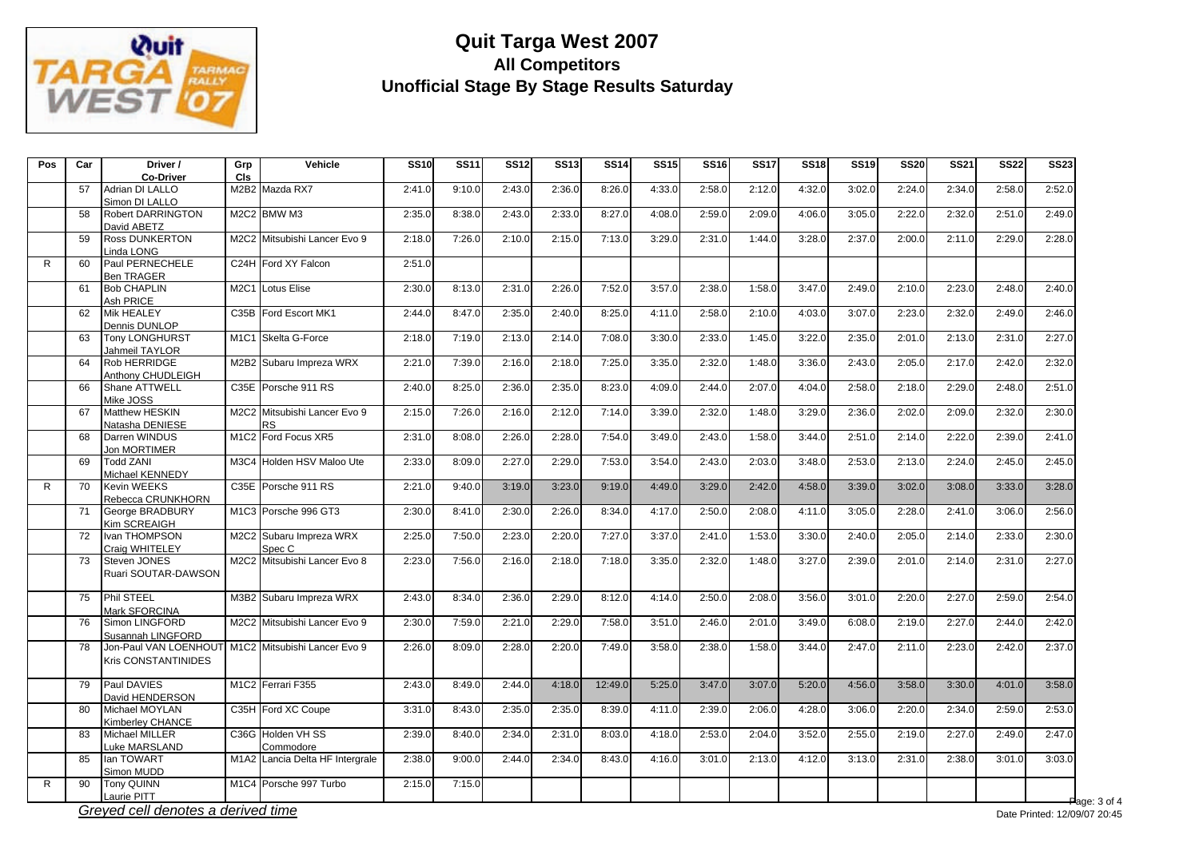# Quit Targa West 2007

## All Competitors

## Unofficial Stage By Stage Results Saturday

| Pos | Car | Driver / Co-Driver | Grp Cls | Vehicle | SS10 | SS11 | SS12 | SS13 | SS14 | SS15 | SS16 | SS17 | SS18 | SS19 | SS20 | SS21 | SS22 | SS23 |
|---|---|---|---|---|---|---|---|---|---|---|---|---|---|---|---|---|---|---|
| | 57 | Adrian DI LALLO<br>Simon DI LALLO | M2B2 | Mazda RX7 | 2:41.0 | 9:10.0 | 2:43.0 | 2:36.0 | 8:26.0 | 4:33.0 | 2:58.0 | 2:12.0 | 4:32.0 | 3:02.0 | 2:24.0 | 2:34.0 | 2:58.0 | 2:52.0 |
| | 58 | Robert DARRINGTON<br>David ABETZ | M2C2 | BMW M3 | 2:35.0 | 8:38.0 | 2:43.0 | 2:33.0 | 8:27.0 | 4:08.0 | 2:59.0 | 2:09.0 | 4:06.0 | 3:05.0 | 2:22.0 | 2:32.0 | 2:51.0 | 2:49.0 |
| | 59 | Ross DUNKERTON<br>Linda LONG | M2C2 | Mitsubishi Lancer Evo 9 | 2:18.0 | 7:26.0 | 2:10.0 | 2:15.0 | 7:13.0 | 3:29.0 | 2:31.0 | 1:44.0 | 3:28.0 | 2:37.0 | 2:00.0 | 2:11.0 | 2:29.0 | 2:28.0 |
| R | 60 | Paul PERNECHELE<br>Ben TRAGER | C24H | Ford XY Falcon | 2:51.0 | | | | | | | | | | | | | |
| | 61 | Bob CHAPLIN<br>Ash PRICE | M2C1 | Lotus Elise | 2:30.0 | 8:13.0 | 2:31.0 | 2:26.0 | 7:52.0 | 3:57.0 | 2:38.0 | 1:58.0 | 3:47.0 | 2:49.0 | 2:10.0 | 2:23.0 | 2:48.0 | 2:40.0 |
| | 62 | Mik HEALEY<br>Dennis DUNLOP | C35B | Ford Escort MK1 | 2:44.0 | 8:47.0 | 2:35.0 | 2:40.0 | 8:25.0 | 4:11.0 | 2:58.0 | 2:10.0 | 4:03.0 | 3:07.0 | 2:23.0 | 2:32.0 | 2:49.0 | 2:46.0 |
| | 63 | Tony LONGHURST<br>Jahmeil TAYLOR | M1C1 | Skelta G-Force | 2:18.0 | 7:19.0 | 2:13.0 | 2:14.0 | 7:08.0 | 3:30.0 | 2:33.0 | 1:45.0 | 3:22.0 | 2:35.0 | 2:01.0 | 2:13.0 | 2:31.0 | 2:27.0 |
| | 64 | Rob HERRIDGE<br>Anthony CHUDLEIGH | M2B2 | Subaru Impreza WRX | 2:21.0 | 7:39.0 | 2:16.0 | 2:18.0 | 7:25.0 | 3:35.0 | 2:32.0 | 1:48.0 | 3:36.0 | 2:43.0 | 2:05.0 | 2:17.0 | 2:42.0 | 2:32.0 |
| | 66 | Shane ATTWELL<br>Mike JOSS | C35E | Porsche 911 RS | 2:40.0 | 8:25.0 | 2:36.0 | 2:35.0 | 8:23.0 | 4:09.0 | 2:44.0 | 2:07.0 | 4:04.0 | 2:58.0 | 2:18.0 | 2:29.0 | 2:48.0 | 2:51.0 |
| | 67 | Matthew HESKIN<br>Natasha DENIESE | M2C2 | Mitsubishi Lancer Evo 9 RS | 2:15.0 | 7:26.0 | 2:16.0 | 2:12.0 | 7:14.0 | 3:39.0 | 2:32.0 | 1:48.0 | 3:29.0 | 2:36.0 | 2:02.0 | 2:09.0 | 2:32.0 | 2:30.0 |
| | 68 | Darren WINDUS<br>Jon MORTIMER | M1C2 | Ford Focus XR5 | 2:31.0 | 8:08.0 | 2:26.0 | 2:28.0 | 7:54.0 | 3:49.0 | 2:43.0 | 1:58.0 | 3:44.0 | 2:51.0 | 2:14.0 | 2:22.0 | 2:39.0 | 2:41.0 |
| | 69 | Todd ZANI<br>Michael KENNEDY | M3C4 | Holden HSV Maloo Ute | 2:33.0 | 8:09.0 | 2:27.0 | 2:29.0 | 7:53.0 | 3:54.0 | 2:43.0 | 2:03.0 | 3:48.0 | 2:53.0 | 2:13.0 | 2:24.0 | 2:45.0 | 2:45.0 |
| R | 70 | Kevin WEEKS<br>Rebecca CRUNKHORN | C35E | Porsche 911 RS | 2:21.0 | 9:40.0 | 3:19.0 | 3:23.0 | 9:19.0 | 4:49.0 | 3:29.0 | 2:42.0 | 4:58.0 | 3:39.0 | 3:02.0 | 3:08.0 | 3:33.0 | 3:28.0 |
| | 71 | George BRADBURY<br>Kim SCREAIGH | M1C3 | Porsche 996 GT3 | 2:30.0 | 8:41.0 | 2:30.0 | 2:26.0 | 8:34.0 | 4:17.0 | 2:50.0 | 2:08.0 | 4:11.0 | 3:05.0 | 2:28.0 | 2:41.0 | 3:06.0 | 2:56.0 |
| | 72 | Ivan THOMPSON<br>Craig WHITELEY | M2C2 | Subaru Impreza WRX Spec C | 2:25.0 | 7:50.0 | 2:23.0 | 2:20.0 | 7:27.0 | 3:37.0 | 2:41.0 | 1:53.0 | 3:30.0 | 2:40.0 | 2:05.0 | 2:14.0 | 2:33.0 | 2:30.0 |
| | 73 | Steven JONES<br>Ruari SOUTAR-DAWSON | M2C2 | Mitsubishi Lancer Evo 8 | 2:23.0 | 7:56.0 | 2:16.0 | 2:18.0 | 7:18.0 | 3:35.0 | 2:32.0 | 1:48.0 | 3:27.0 | 2:39.0 | 2:01.0 | 2:14.0 | 2:31.0 | 2:27.0 |
| | 75 | Phil STEEL<br>Mark SFORCINA | M3B2 | Subaru Impreza WRX | 2:43.0 | 8:34.0 | 2:36.0 | 2:29.0 | 8:12.0 | 4:14.0 | 2:50.0 | 2:08.0 | 3:56.0 | 3:01.0 | 2:20.0 | 2:27.0 | 2:59.0 | 2:54.0 |
| | 76 | Simon LINGFORD<br>Susannah LINGFORD | M2C2 | Mitsubishi Lancer Evo 9 | 2:30.0 | 7:59.0 | 2:21.0 | 2:29.0 | 7:58.0 | 3:51.0 | 2:46.0 | 2:01.0 | 3:49.0 | 6:08.0 | 2:19.0 | 2:27.0 | 2:44.0 | 2:42.0 |
| | 78 | Jon-Paul VAN LOENHOUT<br>Kris CONSTANTINIDES | M1C2 | Mitsubishi Lancer Evo 9 | 2:26.0 | 8:09.0 | 2:28.0 | 2:20.0 | 7:49.0 | 3:58.0 | 2:38.0 | 1:58.0 | 3:44.0 | 2:47.0 | 2:11.0 | 2:23.0 | 2:42.0 | 2:37.0 |
| | 79 | Paul DAVIES<br>David HENDERSON | M1C2 | Ferrari F355 | 2:43.0 | 8:49.0 | 2:44.0 | 4:18.0 | 12:49.0 | 5:25.0 | 3:47.0 | 3:07.0 | 5:20.0 | 4:56.0 | 3:58.0 | 3:30.0 | 4:01.0 | 3:58.0 |
| | 80 | Michael MOYLAN<br>Kimberley CHANCE | C35H | Ford XC Coupe | 3:31.0 | 8:43.0 | 2:35.0 | 2:35.0 | 8:39.0 | 4:11.0 | 2:39.0 | 2:06.0 | 4:28.0 | 3:06.0 | 2:20.0 | 2:34.0 | 2:59.0 | 2:53.0 |
| | 83 | Michael MILLER<br>Luke MARSLAND | C36G | Holden VH SS Commodore | 2:39.0 | 8:40.0 | 2:34.0 | 2:31.0 | 8:03.0 | 4:18.0 | 2:53.0 | 2:04.0 | 3:52.0 | 2:55.0 | 2:19.0 | 2:27.0 | 2:49.0 | 2:47.0 |
| | 85 | Ian TOWART<br>Simon MUDD | M1A2 | Lancia Delta HF Intergrale | 2:38.0 | 9:00.0 | 2:44.0 | 2:34.0 | 8:43.0 | 4:16.0 | 3:01.0 | 2:13.0 | 4:12.0 | 3:13.0 | 2:31.0 | 2:38.0 | 3:01.0 | 3:03.0 |
| R | 90 | Tony QUINN<br>Laurie PITT | M1C4 | Porsche 997 Turbo | 2:15.0 | 7:15.0 | | | | | | | | | | | | |

*Greyed cell denotes a derived time*

Date Printed: 12/09/07 20:45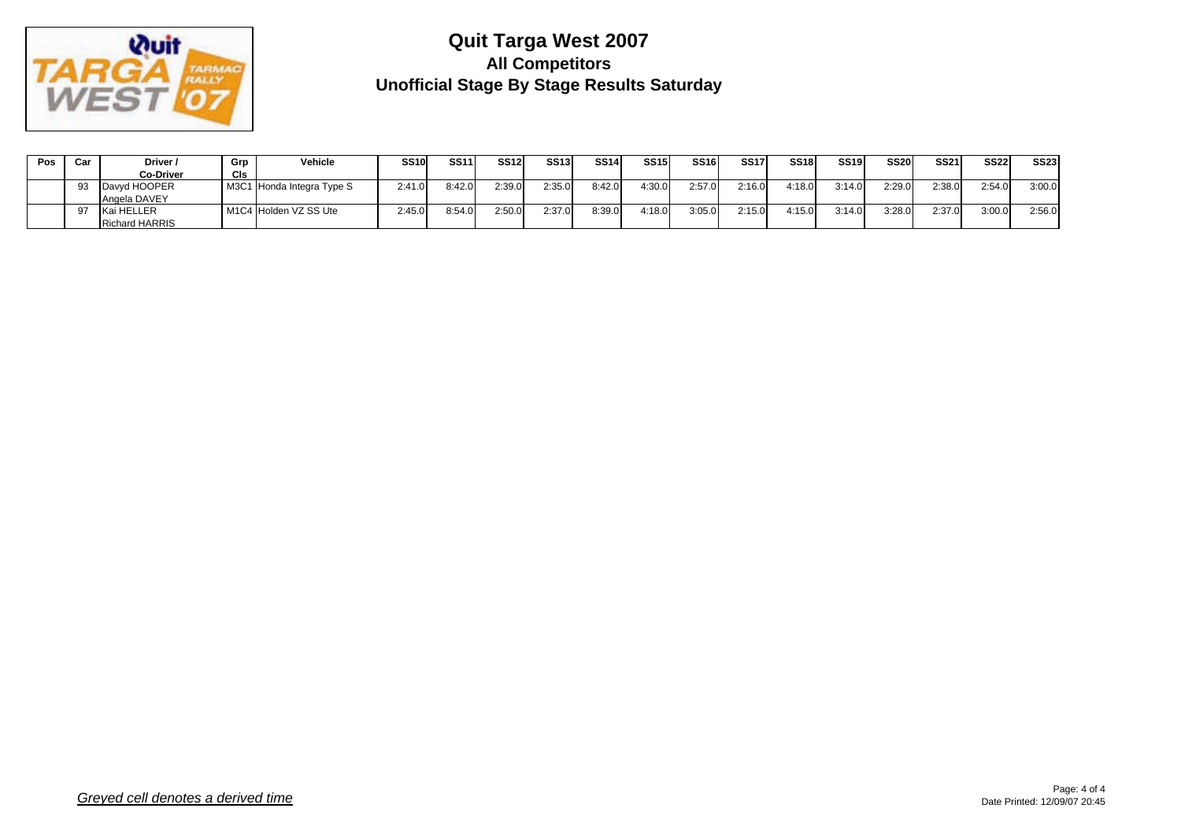# Quit Targa West 2007

## All Competitors

## Unofficial Stage By Stage Results Saturday

| Pos | Car | Driver / Co-Driver | Grp Cls | Vehicle | SS10 | SS11 | SS12 | SS13 | SS14 | SS15 | SS16 | SS17 | SS18 | SS19 | SS20 | SS21 | SS22 | SS23 |
|---|---|---|---|---|---|---|---|---|---|---|---|---|---|---|---|---|---|---|
| | 93 | Davyd HOOPER<br>Angela DAVEY | M3C1 | Honda Integra Type S | 2:41.0 | 8:42.0 | 2:39.0 | 2:35.0 | 8:42.0 | 4:30.0 | 2:57.0 | 2:16.0 | 4:18.0 | 3:14.0 | 2:29.0 | 2:38.0 | 2:54.0 | 3:00.0 |
| | 97 | Kai HELLER<br>Richard HARRIS | M1C4 | Holden VZ SS Ute | 2:45.0 | 8:54.0 | 2:50.0 | 2:37.0 | 8:39.0 | 4:18.0 | 3:05.0 | 2:15.0 | 4:15.0 | 3:14.0 | 3:28.0 | 2:37.0 | 3:00.0 | 2:56.0 |

*Greyed cell denotes a derived time*

Date Printed: 12/09/07 20:45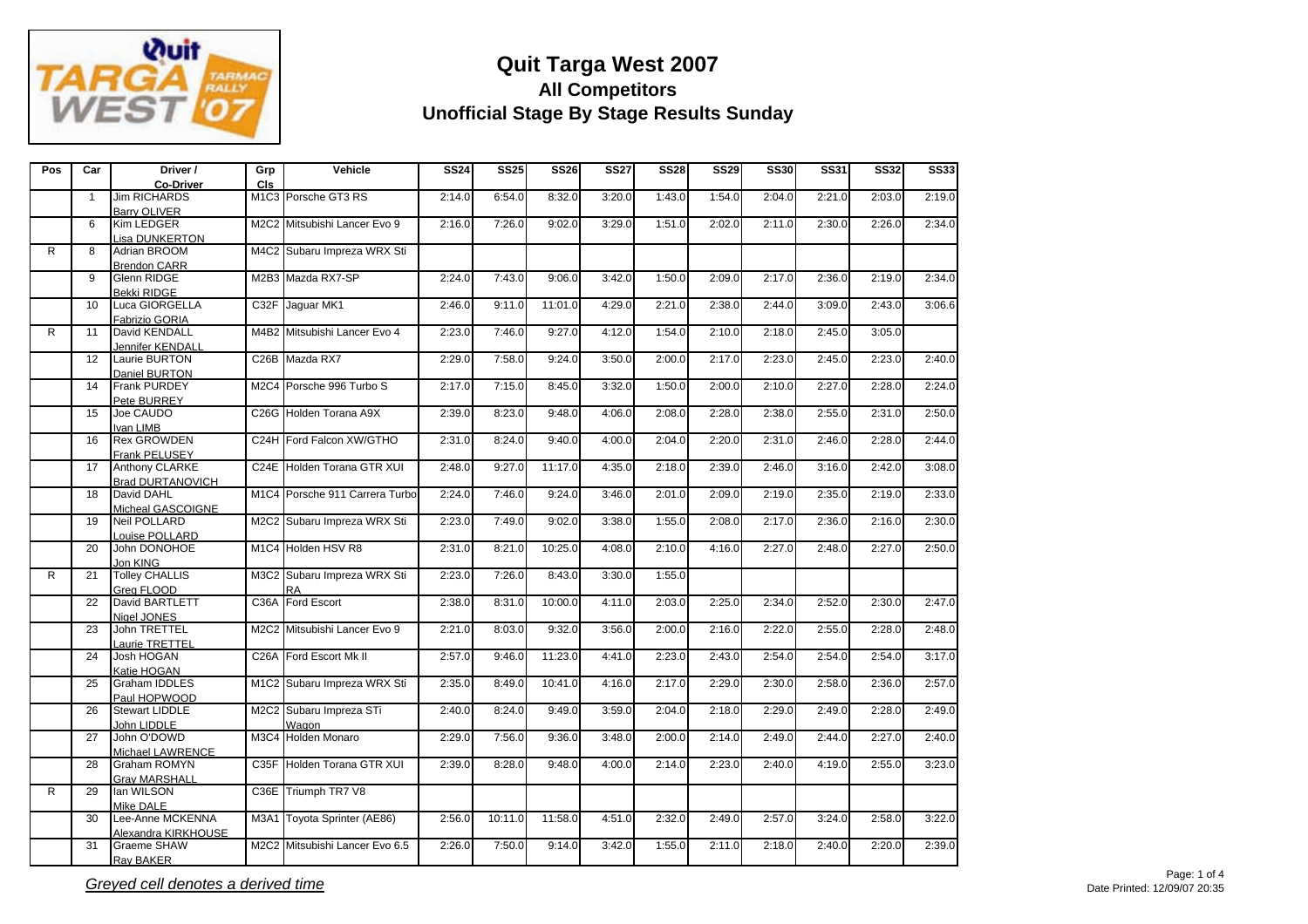# Quit Targa West 2007

## All Competitors

## Unofficial Stage By Stage Results Sunday

| Pos | Car | Driver / Co-Driver | Grp Cls | Vehicle | SS24 | SS25 | SS26 | SS27 | SS28 | SS29 | SS30 | SS31 | SS32 | SS33 |
|---|---|---|---|---|---|---|---|---|---|---|---|---|---|---|
| | 1 | Jim RICHARDS Barry OLIVER | M1C3 | Porsche GT3 RS | 2:14.0 | 6:54.0 | 8:32.0 | 3:20.0 | 1:43.0 | 1:54.0 | 2:04.0 | 2:21.0 | 2:03.0 | 2:19.0 |
| | 6 | Kim LEDGER Lisa DUNKERTON | M2C2 | Mitsubishi Lancer Evo 9 | 2:16.0 | 7:26.0 | 9:02.0 | 3:29.0 | 1:51.0 | 2:02.0 | 2:11.0 | 2:30.0 | 2:26.0 | 2:34.0 |
| R | 8 | Adrian BROOM Brendon CARR | M4C2 | Subaru Impreza WRX Sti | | | | | | | | | | |
| | 9 | Glenn RIDGE Bekki RIDGE | M2B3 | Mazda RX7-SP | 2:24.0 | 7:43.0 | 9:06.0 | 3:42.0 | 1:50.0 | 2:09.0 | 2:17.0 | 2:36.0 | 2:19.0 | 2:34.0 |
| | 10 | Luca GIORGELLA Fabrizio GORIA | C32F | Jaguar MK1 | 2:46.0 | 9:11.0 | 11:01.0 | 4:29.0 | 2:21.0 | 2:38.0 | 2:44.0 | 3:09.0 | 2:43.0 | 3:06.6 |
| R | 11 | David KENDALL Jennifer KENDALL | M4B2 | Mitsubishi Lancer Evo 4 | 2:23.0 | 7:46.0 | 9:27.0 | 4:12.0 | 1:54.0 | 2:10.0 | 2:18.0 | 2:45.0 | 3:05.0 | |
| | 12 | Laurie BURTON Daniel BURTON | C26B | Mazda RX7 | 2:29.0 | 7:58.0 | 9:24.0 | 3:50.0 | 2:00.0 | 2:17.0 | 2:23.0 | 2:45.0 | 2:23.0 | 2:40.0 |
| | 14 | Frank PURDEY Pete BURREY | M2C4 | Porsche 996 Turbo S | 2:17.0 | 7:15.0 | 8:45.0 | 3:32.0 | 1:50.0 | 2:00.0 | 2:10.0 | 2:27.0 | 2:28.0 | 2:24.0 |
| | 15 | Joe CAUDO Ivan LIMB | C26G | Holden Torana A9X | 2:39.0 | 8:23.0 | 9:48.0 | 4:06.0 | 2:08.0 | 2:28.0 | 2:38.0 | 2:55.0 | 2:31.0 | 2:50.0 |
| | 16 | Rex GROWDEN Frank PELUSEY | C24H | Ford Falcon XW/GTHO | 2:31.0 | 8:24.0 | 9:40.0 | 4:00.0 | 2:04.0 | 2:20.0 | 2:31.0 | 2:46.0 | 2:28.0 | 2:44.0 |
| | 17 | Anthony CLARKE Brad DURTANOVICH | C24E | Holden Torana GTR XUI | 2:48.0 | 9:27.0 | 11:17.0 | 4:35.0 | 2:18.0 | 2:39.0 | 2:46.0 | 3:16.0 | 2:42.0 | 3:08.0 |
| | 18 | David DAHL Micheal GASCOIGNE | M1C4 | Porsche 911 Carrera Turbo | 2:24.0 | 7:46.0 | 9:24.0 | 3:46.0 | 2:01.0 | 2:09.0 | 2:19.0 | 2:35.0 | 2:19.0 | 2:33.0 |
| | 19 | Neil POLLARD Louise POLLARD | M2C2 | Subaru Impreza WRX Sti | 2:23.0 | 7:49.0 | 9:02.0 | 3:38.0 | 1:55.0 | 2:08.0 | 2:17.0 | 2:36.0 | 2:16.0 | 2:30.0 |
| | 20 | John DONOHOE Jon KING | M1C4 | Holden HSV R8 | 2:31.0 | 8:21.0 | 10:25.0 | 4:08.0 | 2:10.0 | 4:16.0 | 2:27.0 | 2:48.0 | 2:27.0 | 2:50.0 |
| R | 21 | Tolley CHALLIS Greg FLOOD | M3C2 | Subaru Impreza WRX Sti RA | 2:23.0 | 7:26.0 | 8:43.0 | 3:30.0 | 1:55.0 | | | | | |
| | 22 | David BARTLETT Nigel JONES | C36A | Ford Escort | 2:38.0 | 8:31.0 | 10:00.0 | 4:11.0 | 2:03.0 | 2:25.0 | 2:34.0 | 2:52.0 | 2:30.0 | 2:47.0 |
| | 23 | John TRETTEL Laurie TRETTEL | M2C2 | Mitsubishi Lancer Evo 9 | 2:21.0 | 8:03.0 | 9:32.0 | 3:56.0 | 2:00.0 | 2:16.0 | 2:22.0 | 2:55.0 | 2:28.0 | 2:48.0 |
| | 24 | Josh HOGAN Katie HOGAN | C26A | Ford Escort Mk II | 2:57.0 | 9:46.0 | 11:23.0 | 4:41.0 | 2:23.0 | 2:43.0 | 2:54.0 | 2:54.0 | 2:54.0 | 3:17.0 |
| | 25 | Graham IDDLES Paul HOPWOOD | M1C2 | Subaru Impreza WRX Sti | 2:35.0 | 8:49.0 | 10:41.0 | 4:16.0 | 2:17.0 | 2:29.0 | 2:30.0 | 2:58.0 | 2:36.0 | 2:57.0 |
| | 26 | Stewart LIDDLE John LIDDLE | M2C2 | Subaru Impreza STi Wagon | 2:40.0 | 8:24.0 | 9:49.0 | 3:59.0 | 2:04.0 | 2:18.0 | 2:29.0 | 2:49.0 | 2:28.0 | 2:49.0 |
| | 27 | John O'DOWD Michael LAWRENCE | M3C4 | Holden Monaro | 2:29.0 | 7:56.0 | 9:36.0 | 3:48.0 | 2:00.0 | 2:14.0 | 2:49.0 | 2:44.0 | 2:27.0 | 2:40.0 |
| | 28 | Graham ROMYN Gray MARSHALL | C35F | Holden Torana GTR XUI | 2:39.0 | 8:28.0 | 9:48.0 | 4:00.0 | 2:14.0 | 2:23.0 | 2:40.0 | 4:19.0 | 2:55.0 | 3:23.0 |
| R | 29 | Ian WILSON Mike DALE | C36E | Triumph TR7 V8 | | | | | | | | | | |
| | 30 | Lee-Anne MCKENNA Alexandra KIRKHOUSE | M3A1 | Toyota Sprinter (AE86) | 2:56.0 | 10:11.0 | 11:58.0 | 4:51.0 | 2:32.0 | 2:49.0 | 2:57.0 | 3:24.0 | 2:58.0 | 3:22.0 |
| | 31 | Graeme SHAW Ray BAKER | M2C2 | Mitsubishi Lancer Evo 6.5 | 2:26.0 | 7:50.0 | 9:14.0 | 3:42.0 | 1:55.0 | 2:11.0 | 2:18.0 | 2:40.0 | 2:20.0 | 2:39.0 |

*Greyed cell denotes a derived time*

Date Printed: 12/09/07 20:35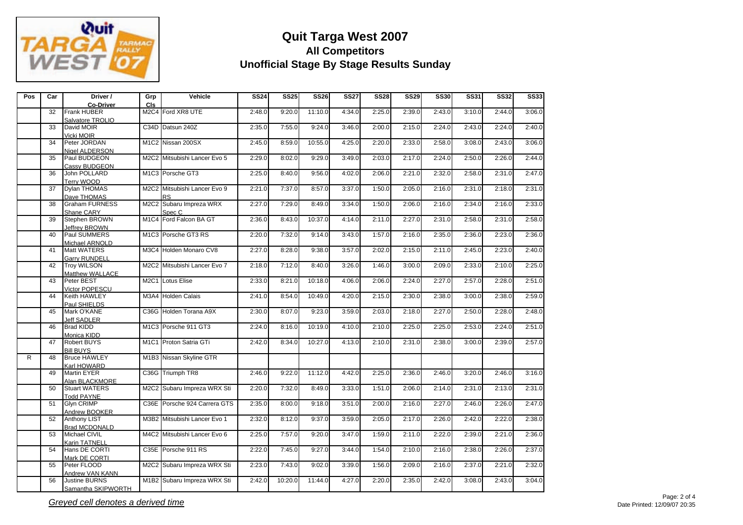# Quit Targa West 2007

## All Competitors

## Unofficial Stage By Stage Results Sunday

| Pos | Car | Driver / Co-Driver | Grp Cls | Vehicle | SS24 | SS25 | SS26 | SS27 | SS28 | SS29 | SS30 | SS31 | SS32 | SS33 |
|---|---|---|---|---|---|---|---|---|---|---|---|---|---|---|
| | 32 | Frank HUBER Salvatore TROLIO | M2C4 | Ford XR8 UTE | 2:48.0 | 9:20.0 | 11:10.0 | 4:34.0 | 2:25.0 | 2:39.0 | 2:43.0 | 3:10.0 | 2:44.0 | 3:06.0 |
| | 33 | David MOIR Vicki MOIR | C34D | Datsun 240Z | 2:35.0 | 7:55.0 | 9:24.0 | 3:46.0 | 2:00.0 | 2:15.0 | 2:24.0 | 2:43.0 | 2:24.0 | 2:40.0 |
| | 34 | Peter JORDAN Nigel ALDERSON | M1C2 | Nissan 200SX | 2:45.0 | 8:59.0 | 10:55.0 | 4:25.0 | 2:20.0 | 2:33.0 | 2:58.0 | 3:08.0 | 2:43.0 | 3:06.0 |
| | 35 | Paul BUDGEON Cassy BUDGEON | M2C2 | Mitsubishi Lancer Evo 5 | 2:29.0 | 8:02.0 | 9:29.0 | 3:49.0 | 2:03.0 | 2:17.0 | 2:24.0 | 2:50.0 | 2:26.0 | 2:44.0 |
| | 36 | John POLLARD Terry WOOD | M1C3 | Porsche GT3 | 2:25.0 | 8:40.0 | 9:56.0 | 4:02.0 | 2:06.0 | 2:21.0 | 2:32.0 | 2:58.0 | 2:31.0 | 2:47.0 |
| | 37 | Dylan THOMAS Dave THOMAS | M2C2 | Mitsubishi Lancer Evo 9 RS | 2:21.0 | 7:37.0 | 8:57.0 | 3:37.0 | 1:50.0 | 2:05.0 | 2:16.0 | 2:31.0 | 2:18.0 | 2:31.0 |
| | 38 | Graham FURNESS Shane CARY | M2C2 | Subaru Impreza WRX Spec C | 2:27.0 | 7:29.0 | 8:49.0 | 3:34.0 | 1:50.0 | 2:06.0 | 2:16.0 | 2:34.0 | 2:16.0 | 2:33.0 |
| | 39 | Stephen BROWN Jeffrey BROWN | M1C4 | Ford Falcon BA GT | 2:36.0 | 8:43.0 | 10:37.0 | 4:14.0 | 2:11.0 | 2:27.0 | 2:31.0 | 2:58.0 | 2:31.0 | 2:58.0 |
| | 40 | Paul SUMMERS Michael ARNOLD | M1C3 | Porsche GT3 RS | 2:20.0 | 7:32.0 | 9:14.0 | 3:43.0 | 1:57.0 | 2:16.0 | 2:35.0 | 2:36.0 | 2:23.0 | 2:36.0 |
| | 41 | Matt WATERS Garry RUNDELL | M3C4 | Holden Monaro CV8 | 2:27.0 | 8:28.0 | 9:38.0 | 3:57.0 | 2:02.0 | 2:15.0 | 2:11.0 | 2:45.0 | 2:23.0 | 2:40.0 |
| | 42 | Troy WILSON Matthew WALLACE | M2C2 | Mitsubishi Lancer Evo 7 | 2:18.0 | 7:12.0 | 8:40.0 | 3:26.0 | 1:46.0 | 3:00.0 | 2:09.0 | 2:33.0 | 2:10.0 | 2:25.0 |
| | 43 | Peter BEST Victor POPESCU | M2C1 | Lotus Elise | 2:33.0 | 8:21.0 | 10:18.0 | 4:06.0 | 2:06.0 | 2:24.0 | 2:27.0 | 2:57.0 | 2:28.0 | 2:51.0 |
| | 44 | Keith HAWLEY Paul SHIELDS | M3A4 | Holden Calais | 2:41.0 | 8:54.0 | 10:49.0 | 4:20.0 | 2:15.0 | 2:30.0 | 2:38.0 | 3:00.0 | 2:38.0 | 2:59.0 |
| | 45 | Mark O'KANE Jeff SADLER | C36G | Holden Torana A9X | 2:30.0 | 8:07.0 | 9:23.0 | 3:59.0 | 2:03.0 | 2:18.0 | 2:27.0 | 2:50.0 | 2:28.0 | 2:48.0 |
| | 46 | Brad KIDD Monica KIDD | M1C3 | Porsche 911 GT3 | 2:24.0 | 8:16.0 | 10:19.0 | 4:10.0 | 2:10.0 | 2:25.0 | 2:25.0 | 2:53.0 | 2:24.0 | 2:51.0 |
| | 47 | Robert BUYS Bill BUYS | M1C1 | Proton Satria GTi | 2:42.0 | 8:34.0 | 10:27.0 | 4:13.0 | 2:10.0 | 2:31.0 | 2:38.0 | 3:00.0 | 2:39.0 | 2:57.0 |
| R | 48 | Bruce HAWLEY Karl HOWARD | M1B3 | Nissan Skyline GTR | | | | | | | | | | |
| | 49 | Martin EYER Alan BLACKMORE | C36G | Triumph TR8 | 2:46.0 | 9:22.0 | 11:12.0 | 4:42.0 | 2:25.0 | 2:36.0 | 2:46.0 | 3:20.0 | 2:46.0 | 3:16.0 |
| | 50 | Stuart WATERS Todd PAYNE | M2C2 | Subaru Impreza WRX Sti | 2:20.0 | 7:32.0 | 8:49.0 | 3:33.0 | 1:51.0 | 2:06.0 | 2:14.0 | 2:31.0 | 2:13.0 | 2:31.0 |
| | 51 | Glyn CRIMP Andrew BOOKER | C36E | Porsche 924 Carrera GTS | 2:35.0 | 8:00.0 | 9:18.0 | 3:51.0 | 2:00.0 | 2:16.0 | 2:27.0 | 2:46.0 | 2:26.0 | 2:47.0 |
| | 52 | Anthony LIST Brad MCDONALD | M3B2 | Mitsubishi Lancer Evo 1 | 2:32.0 | 8:12.0 | 9:37.0 | 3:59.0 | 2:05.0 | 2:17.0 | 2:26.0 | 2:42.0 | 2:22.0 | 2:38.0 |
| | 53 | Michael CIVIL Karin TATNELL | M4C2 | Mitsubishi Lancer Evo 6 | 2:25.0 | 7:57.0 | 9:20.0 | 3:47.0 | 1:59.0 | 2:11.0 | 2:22.0 | 2:39.0 | 2:21.0 | 2:36.0 |
| | 54 | Hans DE CORTI Mark DE CORTI | C35E | Porsche 911 RS | 2:22.0 | 7:45.0 | 9:27.0 | 3:44.0 | 1:54.0 | 2:10.0 | 2:16.0 | 2:38.0 | 2:26.0 | 2:37.0 |
| | 55 | Peter FLOOD Andrew VAN KANN | M2C2 | Subaru Impreza WRX Sti | 2:23.0 | 7:43.0 | 9:02.0 | 3:39.0 | 1:56.0 | 2:09.0 | 2:16.0 | 2:37.0 | 2:21.0 | 2:32.0 |
| | 56 | Justine BURNS Samantha SKIPWORTH | M1B2 | Subaru Impreza WRX Sti | 2:42.0 | 10:20.0 | 11:44.0 | 4:27.0 | 2:20.0 | 2:35.0 | 2:42.0 | 3:08.0 | 2:43.0 | 3:04.0 |

*Greyed cell denotes a derived time*

Date Printed: 12/09/07 20:35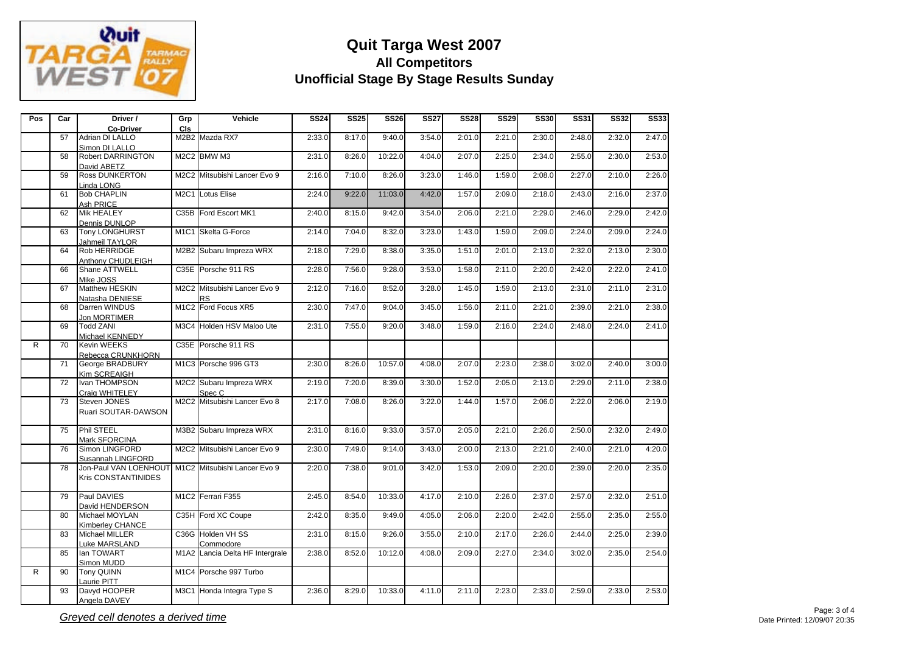# Quit Targa West 2007

## All Competitors

## Unofficial Stage By Stage Results Sunday

| Pos | Car | Driver / Co-Driver | Grp Cls | Vehicle | SS24 | SS25 | SS26 | SS27 | SS28 | SS29 | SS30 | SS31 | SS32 | SS33 |
|---|---|---|---|---|---|---|---|---|---|---|---|---|---|---|
| | 57 | Adrian DI LALLO<br>Simon DI LALLO | M2B2 | Mazda RX7 | 2:33.0 | 8:17.0 | 9:40.0 | 3:54.0 | 2:01.0 | 2:21.0 | 2:30.0 | 2:48.0 | 2:32.0 | 2:47.0 |
| | 58 | Robert DARRINGTON<br>David ABETZ | M2C2 | BMW M3 | 2:31.0 | 8:26.0 | 10:22.0 | 4:04.0 | 2:07.0 | 2:25.0 | 2:34.0 | 2:55.0 | 2:30.0 | 2:53.0 |
| | 59 | Ross DUNKERTON<br>Linda LONG | M2C2 | Mitsubishi Lancer Evo 9 | 2:16.0 | 7:10.0 | 8:26.0 | 3:23.0 | 1:46.0 | 1:59.0 | 2:08.0 | 2:27.0 | 2:10.0 | 2:26.0 |
| | 61 | Bob CHAPLIN<br>Ash PRICE | M2C1 | Lotus Elise | 2:24.0 | 9:22.0 | 11:03.0 | 4:42.0 | 1:57.0 | 2:09.0 | 2:18.0 | 2:43.0 | 2:16.0 | 2:37.0 |
| | 62 | Mik HEALEY<br>Dennis DUNLOP | C35B | Ford Escort MK1 | 2:40.0 | 8:15.0 | 9:42.0 | 3:54.0 | 2:06.0 | 2:21.0 | 2:29.0 | 2:46.0 | 2:29.0 | 2:42.0 |
| | 63 | Tony LONGHURST<br>Jahmeil TAYLOR | M1C1 | Skelta G-Force | 2:14.0 | 7:04.0 | 8:32.0 | 3:23.0 | 1:43.0 | 1:59.0 | 2:09.0 | 2:24.0 | 2:09.0 | 2:24.0 |
| | 64 | Rob HERRIDGE<br>Anthony CHUDLEIGH | M2B2 | Subaru Impreza WRX | 2:18.0 | 7:29.0 | 8:38.0 | 3:35.0 | 1:51.0 | 2:01.0 | 2:13.0 | 2:32.0 | 2:13.0 | 2:30.0 |
| | 66 | Shane ATTWELL<br>Mike JOSS | C35E | Porsche 911 RS | 2:28.0 | 7:56.0 | 9:28.0 | 3:53.0 | 1:58.0 | 2:11.0 | 2:20.0 | 2:42.0 | 2:22.0 | 2:41.0 |
| | 67 | Matthew HESKIN<br>Natasha DENIESE | M2C2 | Mitsubishi Lancer Evo 9 RS | 2:12.0 | 7:16.0 | 8:52.0 | 3:28.0 | 1:45.0 | 1:59.0 | 2:13.0 | 2:31.0 | 2:11.0 | 2:31.0 |
| | 68 | Darren WINDUS<br>Jon MORTIMER | M1C2 | Ford Focus XR5 | 2:30.0 | 7:47.0 | 9:04.0 | 3:45.0 | 1:56.0 | 2:11.0 | 2:21.0 | 2:39.0 | 2:21.0 | 2:38.0 |
| | 69 | Todd ZANI<br>Michael KENNEDY | M3C4 | Holden HSV Maloo Ute | 2:31.0 | 7:55.0 | 9:20.0 | 3:48.0 | 1:59.0 | 2:16.0 | 2:24.0 | 2:48.0 | 2:24.0 | 2:41.0 |
| R | 70 | Kevin WEEKS<br>Rebecca CRUNKHORN | C35E | Porsche 911 RS | | | | | | | | | | |
| | 71 | George BRADBURY<br>Kim SCREAIGH | M1C3 | Porsche 996 GT3 | 2:30.0 | 8:26.0 | 10:57.0 | 4:08.0 | 2:07.0 | 2:23.0 | 2:38.0 | 3:02.0 | 2:40.0 | 3:00.0 |
| | 72 | Ivan THOMPSON<br>Craig WHITELEY | M2C2 | Subaru Impreza WRX Spec C | 2:19.0 | 7:20.0 | 8:39.0 | 3:30.0 | 1:52.0 | 2:05.0 | 2:13.0 | 2:29.0 | 2:11.0 | 2:38.0 |
| | 73 | Steven JONES<br>Ruari SOUTAR-DAWSON | M2C2 | Mitsubishi Lancer Evo 8 | 2:17.0 | 7:08.0 | 8:26.0 | 3:22.0 | 1:44.0 | 1:57.0 | 2:06.0 | 2:22.0 | 2:06.0 | 2:19.0 |
| | 75 | Phil STEEL<br>Mark SFORCINA | M3B2 | Subaru Impreza WRX | 2:31.0 | 8:16.0 | 9:33.0 | 3:57.0 | 2:05.0 | 2:21.0 | 2:26.0 | 2:50.0 | 2:32.0 | 2:49.0 |
| | 76 | Simon LINGFORD<br>Susannah LINGFORD | M2C2 | Mitsubishi Lancer Evo 9 | 2:30.0 | 7:49.0 | 9:14.0 | 3:43.0 | 2:00.0 | 2:13.0 | 2:21.0 | 2:40.0 | 2:21.0 | 4:20.0 |
| | 78 | Jon-Paul VAN LOENHOUT<br>Kris CONSTANTINIDES | M1C2 | Mitsubishi Lancer Evo 9 | 2:20.0 | 7:38.0 | 9:01.0 | 3:42.0 | 1:53.0 | 2:09.0 | 2:20.0 | 2:39.0 | 2:20.0 | 2:35.0 |
| | 79 | Paul DAVIES<br>David HENDERSON | M1C2 | Ferrari F355 | 2:45.0 | 8:54.0 | 10:33.0 | 4:17.0 | 2:10.0 | 2:26.0 | 2:37.0 | 2:57.0 | 2:32.0 | 2:51.0 |
| | 80 | Michael MOYLAN<br>Kimberley CHANCE | C35H | Ford XC Coupe | 2:42.0 | 8:35.0 | 9:49.0 | 4:05.0 | 2:06.0 | 2:20.0 | 2:42.0 | 2:55.0 | 2:35.0 | 2:55.0 |
| | 83 | Michael MILLER<br>Luke MARSLAND | C36G | Holden VH SS Commodore | 2:31.0 | 8:15.0 | 9:26.0 | 3:55.0 | 2:10.0 | 2:17.0 | 2:26.0 | 2:44.0 | 2:25.0 | 2:39.0 |
| | 85 | Ian TOWART<br>Simon MUDD | M1A2 | Lancia Delta HF Intergrale | 2:38.0 | 8:52.0 | 10:12.0 | 4:08.0 | 2:09.0 | 2:27.0 | 2:34.0 | 3:02.0 | 2:35.0 | 2:54.0 |
| R | 90 | Tony QUINN<br>Laurie PITT | M1C4 | Porsche 997 Turbo | | | | | | | | | | |
| | 93 | Davyd HOOPER<br>Angela DAVEY | M3C1 | Honda Integra Type S | 2:36.0 | 8:29.0 | 10:33.0 | 4:11.0 | 2:11.0 | 2:23.0 | 2:33.0 | 2:59.0 | 2:33.0 | 2:53.0 |

*Greyed cell denotes a derived time*

Date Printed: 12/09/07 20:35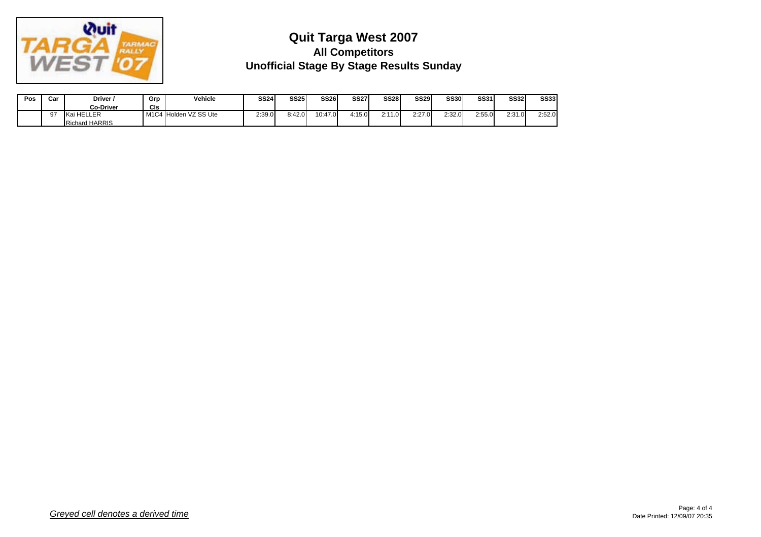# Quit Targa West 2007

## All Competitors

## Unofficial Stage By Stage Results Sunday

| Pos | Car | Driver / Co-Driver | Grp Cls | Vehicle | SS24 | SS25 | SS26 | SS27 | SS28 | SS29 | SS30 | SS31 | SS32 | SS33 |
|---|---|---|---|---|---|---|---|---|---|---|---|---|---|---|
| | 97 | Kai HELLER<br>Richard HARRIS | M1C4 | Holden VZ SS Ute | 2:39.0 | 8:42.0 | 10:47.0 | 4:15.0 | 2:11.0 | 2:27.0 | 2:32.0 | 2:55.0 | 2:31.0 | 2:52.0 |

*Greyed cell denotes a derived time*

Date Printed: 12/09/07 20:35